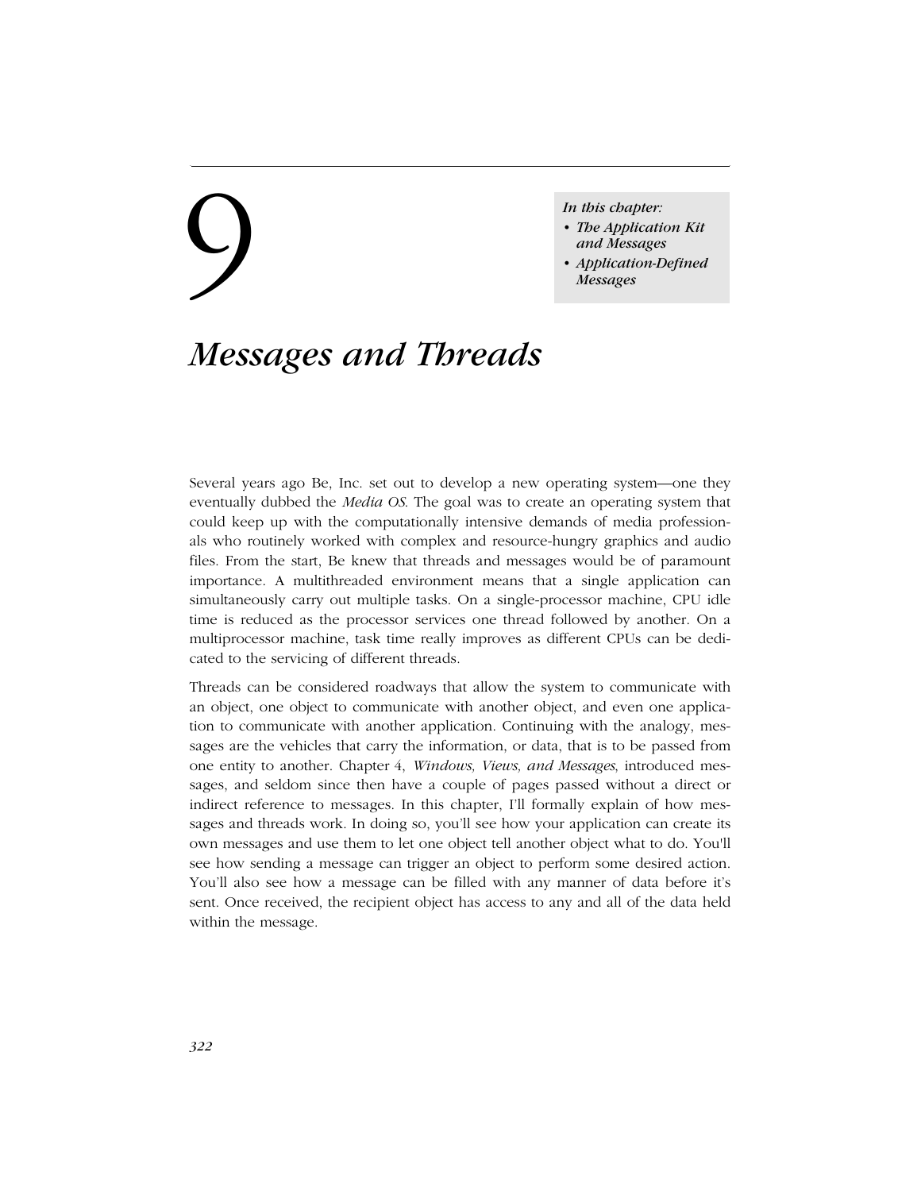# 9

# *Messages and Threads*

*In this chapter:*
- *The Application Kit and Messages*
- *Application-Defined Messages*

Several years ago Be, Inc. set out to develop a new operating system—one they eventually dubbed the *Media OS*. The goal was to create an operating system that could keep up with the computationally intensive demands of media professionals who routinely worked with complex and resource-hungry graphics and audio files. From the start, Be knew that threads and messages would be of paramount importance. A multithreaded environment means that a single application can simultaneously carry out multiple tasks. On a single-processor machine, CPU idle time is reduced as the processor services one thread followed by another. On a multiprocessor machine, task time really improves as different CPUs can be dedicated to the servicing of different threads.

Threads can be considered roadways that allow the system to communicate with an object, one object to communicate with another object, and even one application to communicate with another application. Continuing with the analogy, messages are the vehicles that carry the information, or data, that is to be passed from one entity to another. Chapter 4, *Windows, Views, and Messages*, introduced messages, and seldom since then have a couple of pages passed without a direct or indirect reference to messages. In this chapter, I'll formally explain of how messages and threads work. In doing so, you'll see how your application can create its own messages and use them to let one object tell another object what to do. You'll see how sending a message can trigger an object to perform some desired action. You'll also see how a message can be filled with any manner of data before it's sent. Once received, the recipient object has access to any and all of the data held within the message.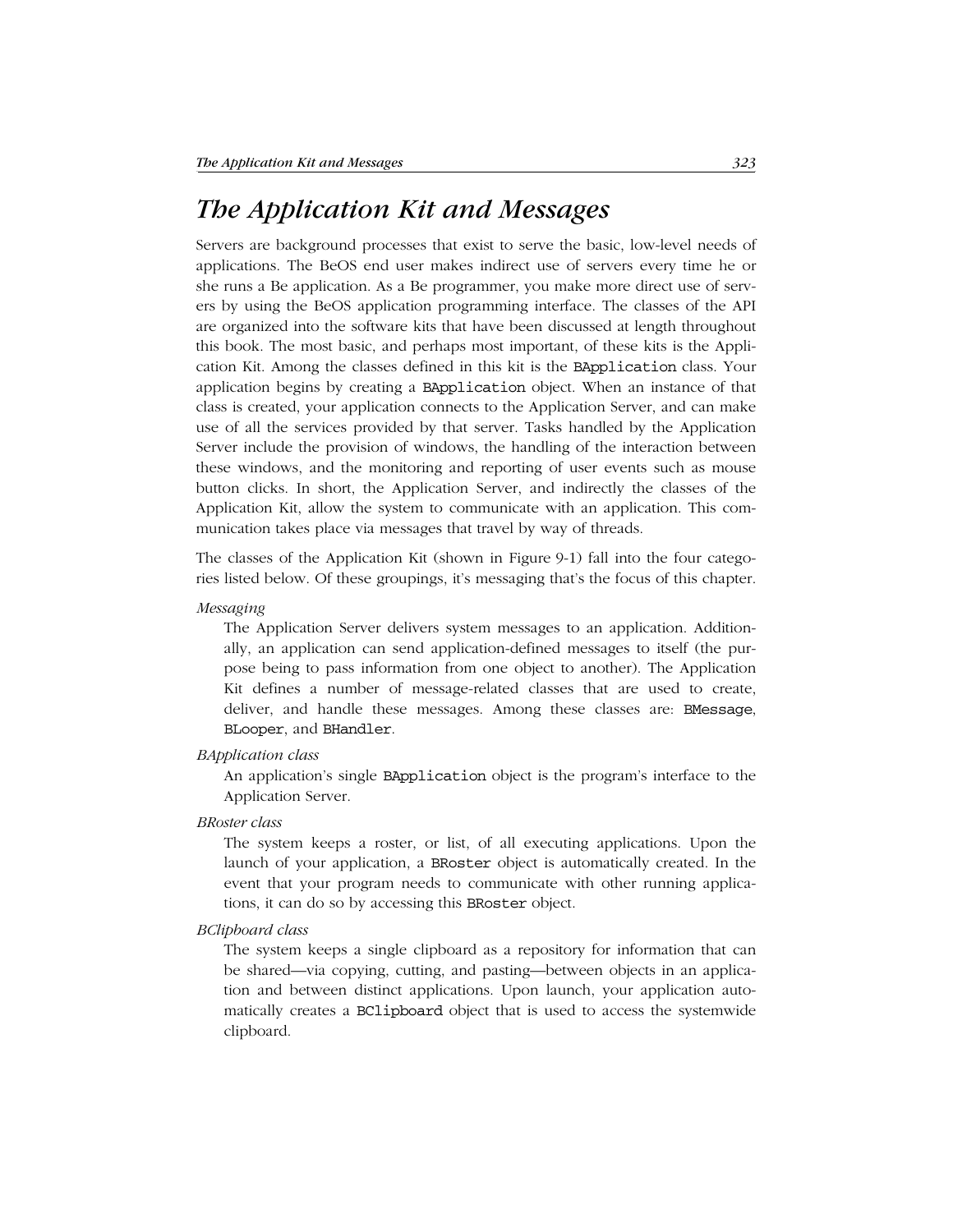# The Application Kit and Messages

Servers are background processes that exist to serve the basic, low-level needs of applications. The BeOS end user makes indirect use of servers every time he or she runs a Be application. As a Be programmer, you make more direct use of servers by using the BeOS application programming interface. The classes of the API are organized into the software kits that have been discussed at length throughout this book. The most basic, and perhaps most important, of these kits is the Application Kit. Among the classes defined in this kit is the `BApplication` class. Your application begins by creating a `BApplication` object. When an instance of that class is created, your application connects to the Application Server, and can make use of all the services provided by that server. Tasks handled by the Application Server include the provision of windows, the handling of the interaction between these windows, and the monitoring and reporting of user events such as mouse button clicks. In short, the Application Server, and indirectly the classes of the Application Kit, allow the system to communicate with an application. This communication takes place via messages that travel by way of threads.

The classes of the Application Kit (shown in Figure 9-1) fall into the four categories listed below. Of these groupings, it's messaging that's the focus of this chapter.

*Messaging*
: The Application Server delivers system messages to an application. Additionally, an application can send application-defined messages to itself (the purpose being to pass information from one object to another). The Application Kit defines a number of message-related classes that are used to create, deliver, and handle these messages. Among these classes are: `BMessage`, `BLooper`, and `BHandler`.

*BApplication class*
: An application's single `BApplication` object is the program's interface to the Application Server.

*BRoster class*
: The system keeps a roster, or list, of all executing applications. Upon the launch of your application, a `BRoster` object is automatically created. In the event that your program needs to communicate with other running applications, it can do so by accessing this `BRoster` object.

*BClipboard class*
: The system keeps a single clipboard as a repository for information that can be shared—via copying, cutting, and pasting—between objects in an application and between distinct applications. Upon launch, your application automatically creates a `BClipboard` object that is used to access the systemwide clipboard.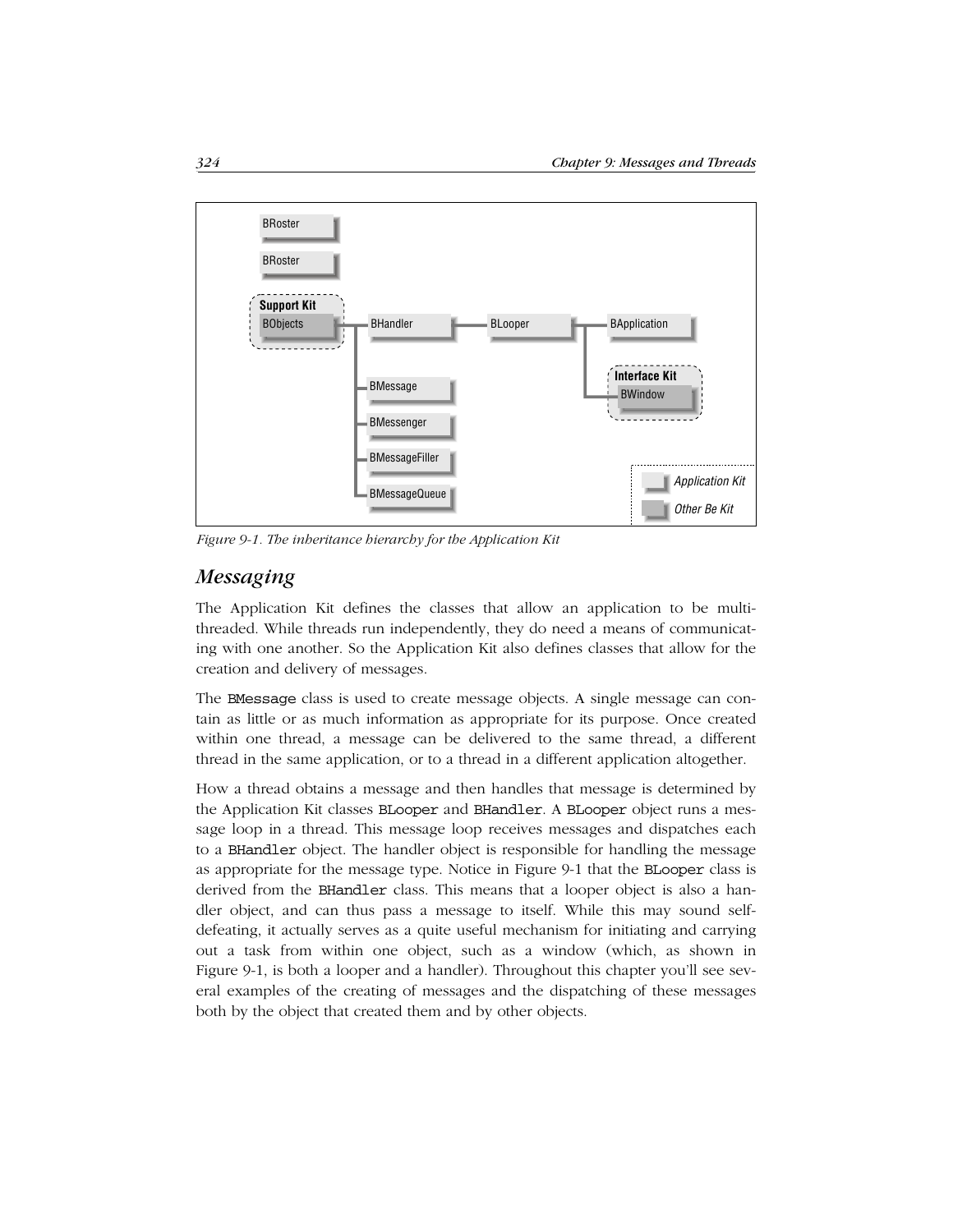Figure 9-1. The inheritance hierarchy for the Application Kit

## *Messaging*

The Application Kit defines the classes that allow an application to be multithreaded. While threads run independently, they do need a means of communicating with one another. So the Application Kit also defines classes that allow for the creation and delivery of messages.

The `BMessage` class is used to create message objects. A single message can contain as little or as much information as appropriate for its purpose. Once created within one thread, a message can be delivered to the same thread, a different thread in the same application, or to a thread in a different application altogether.

How a thread obtains a message and then handles that message is determined by the Application Kit classes `BLooper` and `BHandler`. A `BLooper` object runs a message loop in a thread. This message loop receives messages and dispatches each to a `BHandler` object. The handler object is responsible for handling the message as appropriate for the message type. Notice in Figure 9-1 that the `BLooper` class is derived from the `BHandler` class. This means that a looper object is also a handler object, and can thus pass a message to itself. While this may sound self-defeating, it actually serves as a quite useful mechanism for initiating and carrying out a task from within one object, such as a window (which, as shown in Figure 9-1, is both a looper and a handler). Throughout this chapter you'll see several examples of the creating of messages and the dispatching of these messages both by the object that created them and by other objects.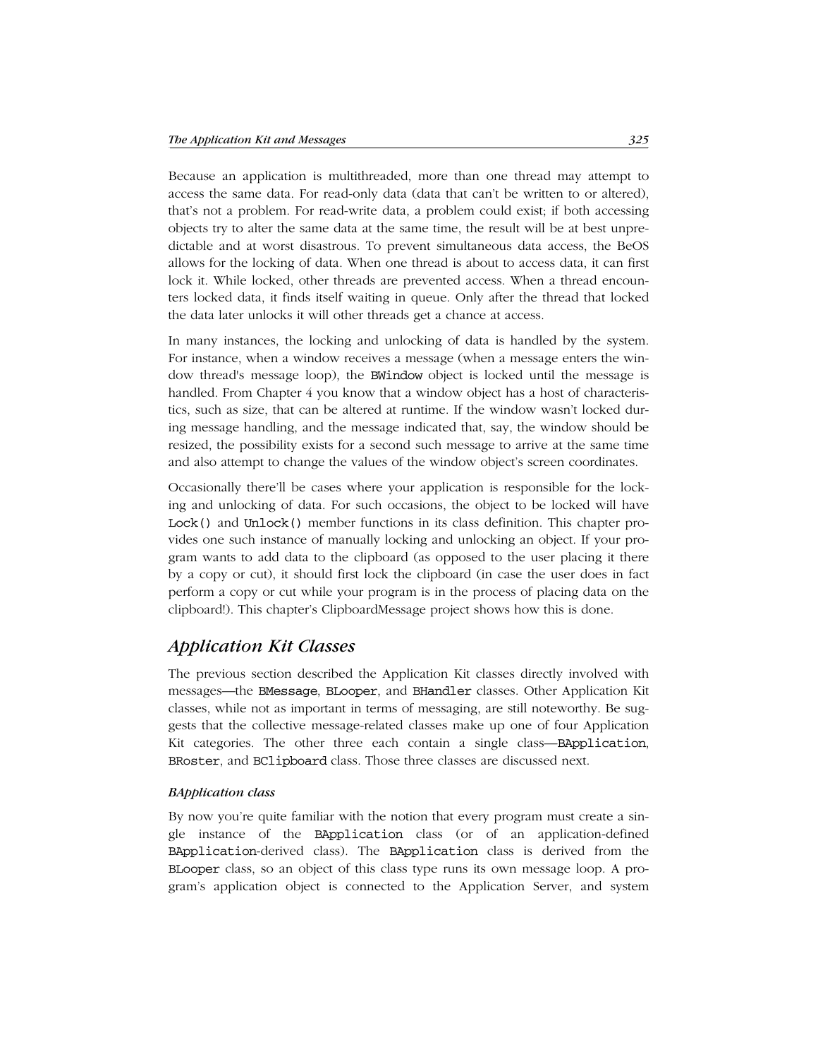Because an application is multithreaded, more than one thread may attempt to access the same data. For read-only data (data that can't be written to or altered), that's not a problem. For read-write data, a problem could exist; if both accessing objects try to alter the same data at the same time, the result will be at best unpredictable and at worst disastrous. To prevent simultaneous data access, the BeOS allows for the locking of data. When one thread is about to access data, it can first lock it. While locked, other threads are prevented access. When a thread encounters locked data, it finds itself waiting in queue. Only after the thread that locked the data later unlocks it will other threads get a chance at access.

In many instances, the locking and unlocking of data is handled by the system. For instance, when a window receives a message (when a message enters the window thread's message loop), the `BWindow` object is locked until the message is handled. From Chapter 4 you know that a window object has a host of characteristics, such as size, that can be altered at runtime. If the window wasn't locked during message handling, and the message indicated that, say, the window should be resized, the possibility exists for a second such message to arrive at the same time and also attempt to change the values of the window object's screen coordinates.

Occasionally there'll be cases where your application is responsible for the locking and unlocking of data. For such occasions, the object to be locked will have `Lock()` and `Unlock()` member functions in its class definition. This chapter provides one such instance of manually locking and unlocking an object. If your program wants to add data to the clipboard (as opposed to the user placing it there by a copy or cut), it should first lock the clipboard (in case the user does in fact perform a copy or cut while your program is in the process of placing data on the clipboard!). This chapter's ClipboardMessage project shows how this is done.

## Application Kit Classes

The previous section described the Application Kit classes directly involved with messages—the `BMessage`, `BLooper`, and `BHandler` classes. Other Application Kit classes, while not as important in terms of messaging, are still noteworthy. Be suggests that the collective message-related classes make up one of four Application Kit categories. The other three each contain a single class—`BApplication`, `BRoster`, and `BClipboard` class. Those three classes are discussed next.

### *BApplication class*

By now you're quite familiar with the notion that every program must create a single instance of the `BApplication` class (or of an application-defined `BApplication`-derived class). The `BApplication` class is derived from the `BLooper` class, so an object of this class type runs its own message loop. A program's application object is connected to the Application Server, and system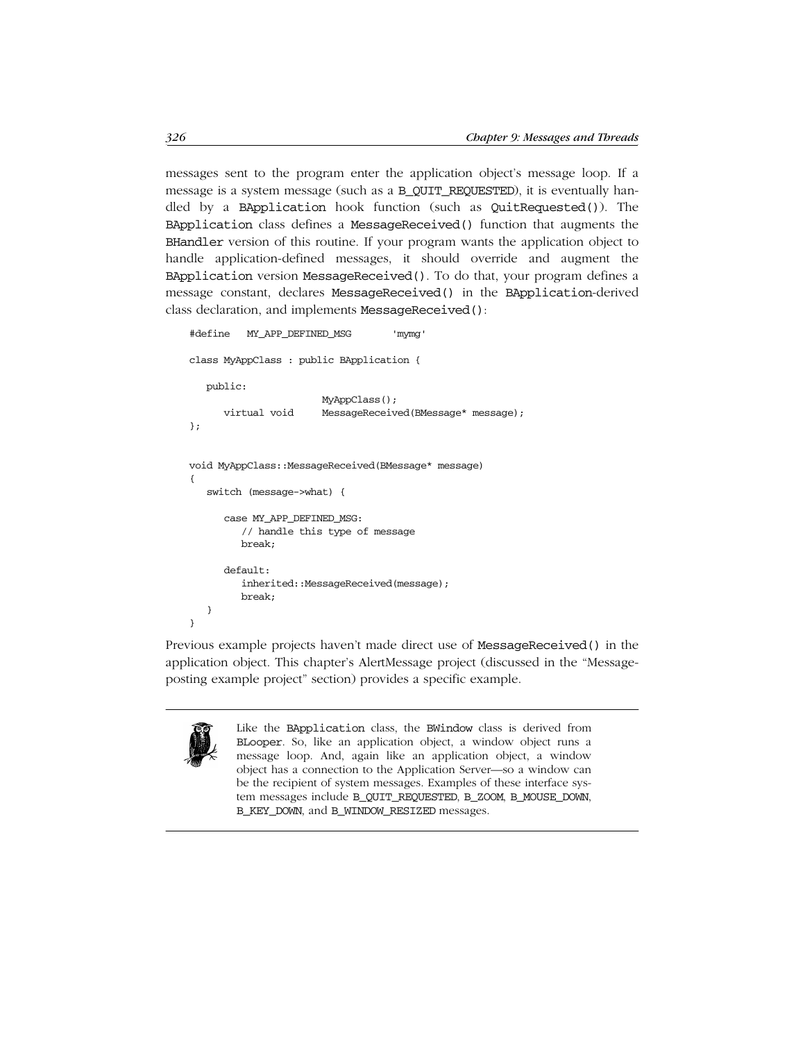messages sent to the program enter the application object's message loop. If a message is a system message (such as a B_QUIT_REQUESTED), it is eventually handled by a BApplication hook function (such as QuitRequested()). The BApplication class defines a MessageReceived() function that augments the BHandler version of this routine. If your program wants the application object to handle application-defined messages, it should override and augment the BApplication version MessageReceived(). To do that, your program defines a message constant, declares MessageReceived() in the BApplication-derived class declaration, and implements MessageReceived():

```
#define   MY_APP_DEFINED_MSG       'mymg'

class MyAppClass : public BApplication {

   public:
                     MyAppClass();
      virtual void     MessageReceived(BMessage* message);
};


void MyAppClass::MessageReceived(BMessage* message)
{
   switch (message->what) {

      case MY_APP_DEFINED_MSG:
         // handle this type of message
         break;

      default:
         inherited::MessageReceived(message);
         break;
   }
}
```

Previous example projects haven't made direct use of MessageReceived() in the application object. This chapter's AlertMessage project (discussed in the "Message-posting example project" section) provides a specific example.

> Like the BApplication class, the BWindow class is derived from BLooper. So, like an application object, a window object runs a message loop. And, again like an application object, a window object has a connection to the Application Server—so a window can be the recipient of system messages. Examples of these interface system messages include B_QUIT_REQUESTED, B_ZOOM, B_MOUSE_DOWN, B_KEY_DOWN, and B_WINDOW_RESIZED messages.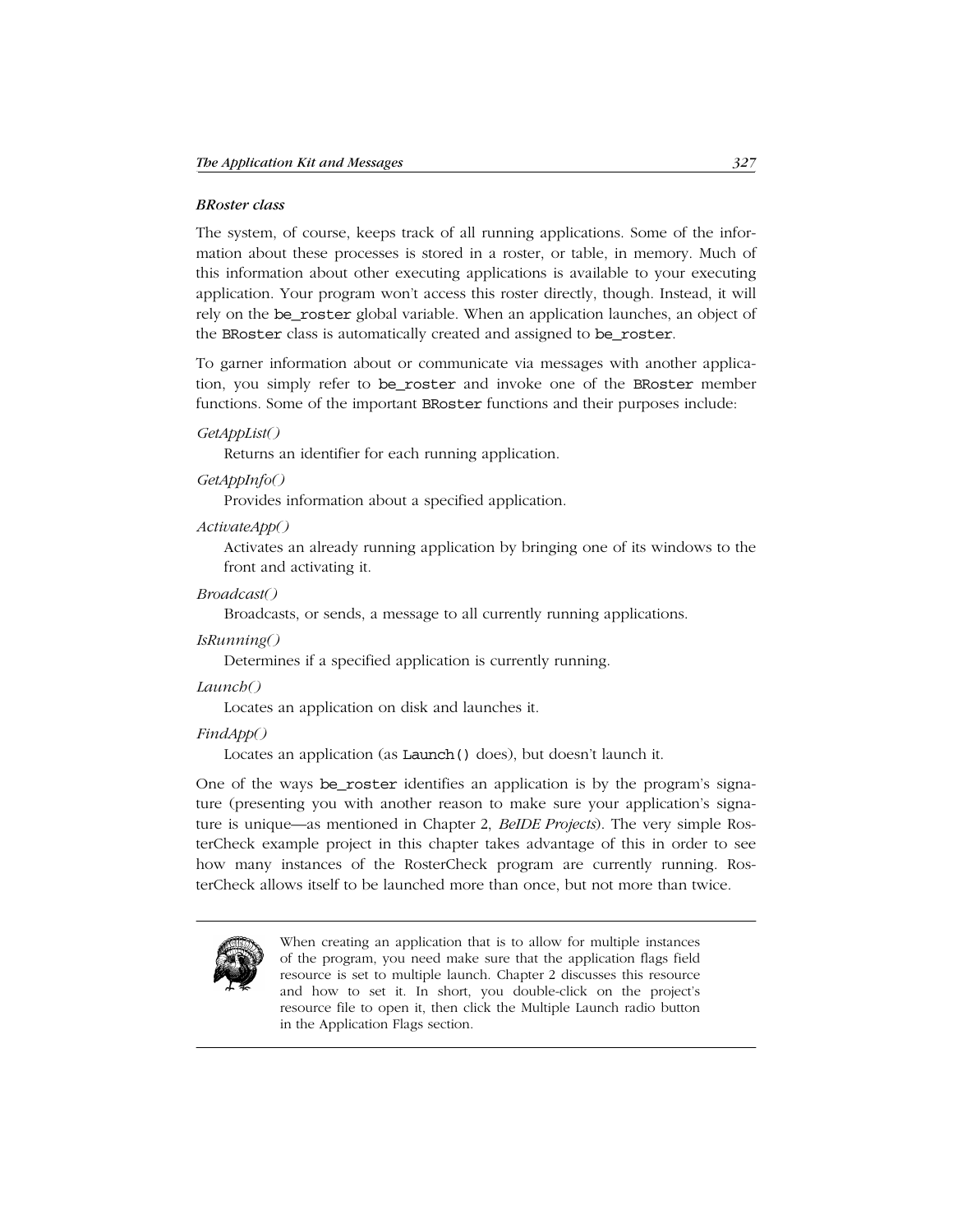### *BRoster class*

The system, of course, keeps track of all running applications. Some of the information about these processes is stored in a roster, or table, in memory. Much of this information about other executing applications is available to your executing application. Your program won't access this roster directly, though. Instead, it will rely on the `be_roster` global variable. When an application launches, an object of the `BRoster` class is automatically created and assigned to `be_roster`.

To garner information about or communicate via messages with another application, you simply refer to `be_roster` and invoke one of the `BRoster` member functions. Some of the important `BRoster` functions and their purposes include:

*GetAppList()*
: Returns an identifier for each running application.

*GetAppInfo()*
: Provides information about a specified application.

*ActivateApp()*
: Activates an already running application by bringing one of its windows to the front and activating it.

*Broadcast()*
: Broadcasts, or sends, a message to all currently running applications.

*IsRunning()*
: Determines if a specified application is currently running.

*Launch()*
: Locates an application on disk and launches it.

*FindApp()*
: Locates an application (as `Launch()` does), but doesn't launch it.

One of the ways `be_roster` identifies an application is by the program's signature (presenting you with another reason to make sure your application's signature is unique—as mentioned in Chapter 2, *BeIDE Projects*). The very simple RosterCheck example project in this chapter takes advantage of this in order to see how many instances of the RosterCheck program are currently running. RosterCheck allows itself to be launched more than once, but not more than twice.

> When creating an application that is to allow for multiple instances of the program, you need make sure that the application flags field resource is set to multiple launch. Chapter 2 discusses this resource and how to set it. In short, you double-click on the project's resource file to open it, then click the Multiple Launch radio button in the Application Flags section.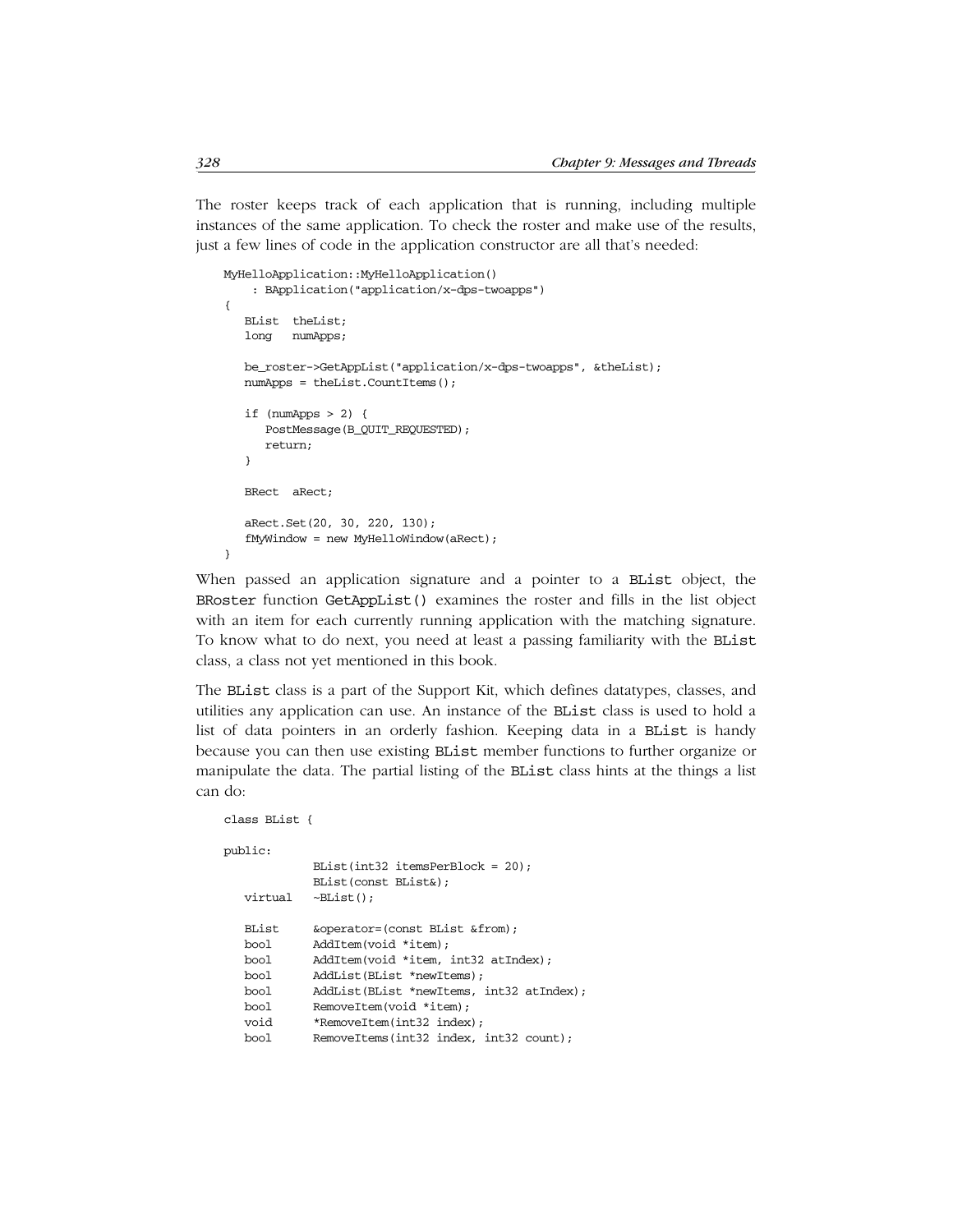The roster keeps track of each application that is running, including multiple instances of the same application. To check the roster and make use of the results, just a few lines of code in the application constructor are all that's needed:

```
MyHelloApplication::MyHelloApplication()
     : BApplication("application/x-dps-twoapps")
{
   BList  theList;
   long   numApps;

   be_roster->GetAppList("application/x-dps-twoapps", &theList);
   numApps = theList.CountItems();

   if (numApps > 2) {
      PostMessage(B_QUIT_REQUESTED);
      return;
   }

   BRect  aRect;

   aRect.Set(20, 30, 220, 130);
   fMyWindow = new MyHelloWindow(aRect);
}
```

When passed an application signature and a pointer to a `BList` object, the `BRoster` function `GetAppList()` examines the roster and fills in the list object with an item for each currently running application with the matching signature. To know what to do next, you need at least a passing familiarity with the `BList` class, a class not yet mentioned in this book.

The `BList` class is a part of the Support Kit, which defines datatypes, classes, and utilities any application can use. An instance of the `BList` class is used to hold a list of data pointers in an orderly fashion. Keeping data in a `BList` is handy because you can then use existing `BList` member functions to further organize or manipulate the data. The partial listing of the `BList` class hints at the things a list can do:

```
class BList {

public:
             BList(int32 itemsPerBlock = 20);
             BList(const BList&);
   virtual   ~BList();

   BList     &operator=(const BList &from);
   bool      AddItem(void *item);
   bool      AddItem(void *item, int32 atIndex);
   bool      AddList(BList *newItems);
   bool      AddList(BList *newItems, int32 atIndex);
   bool      RemoveItem(void *item);
   void      *RemoveItem(int32 index);
   bool      RemoveItems(int32 index, int32 count);
```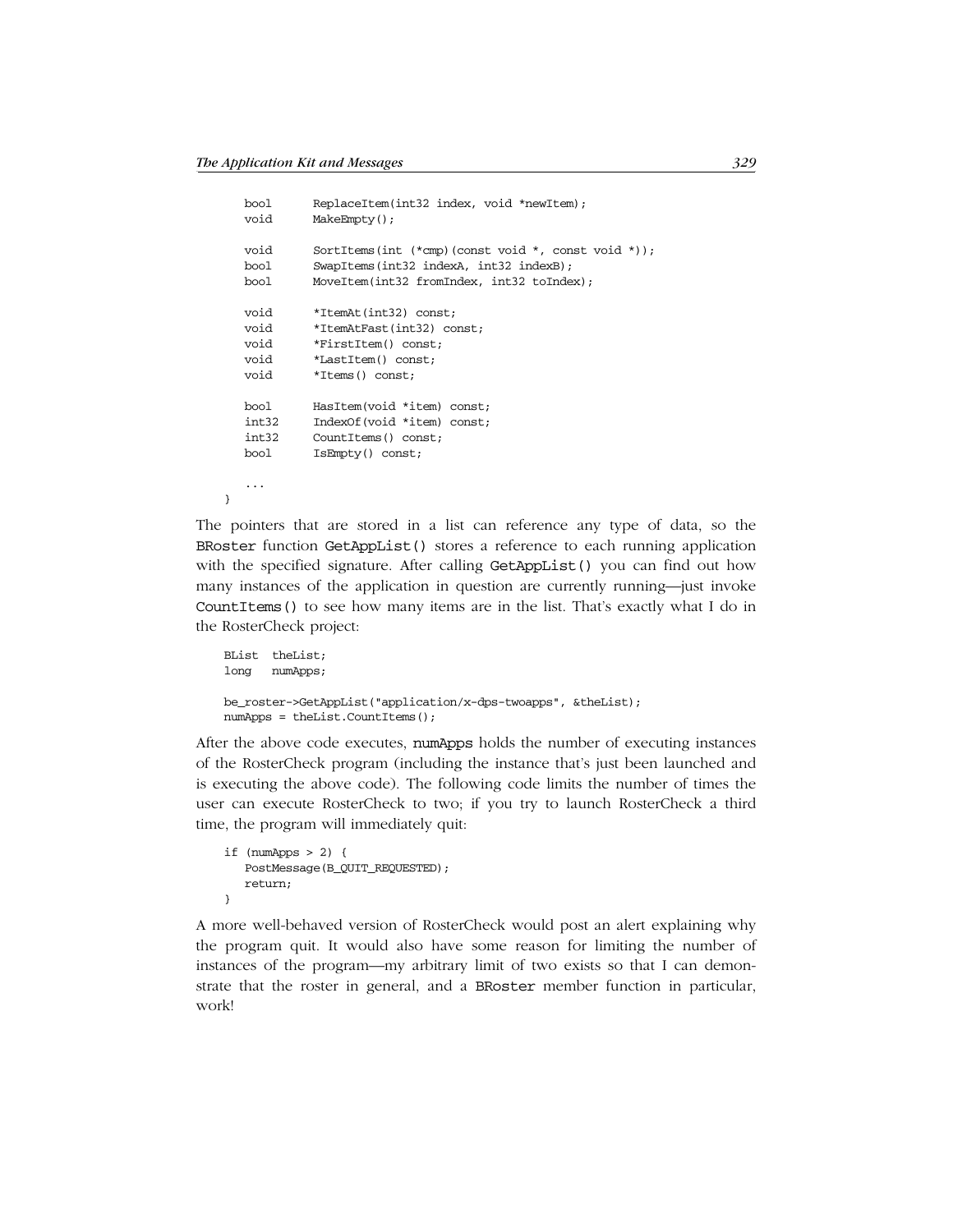```
    bool      ReplaceItem(int32 index, void *newItem);
    void      MakeEmpty();

    void      SortItems(int (*cmp)(const void *, const void *));
    bool      SwapItems(int32 indexA, int32 indexB);
    bool      MoveItem(int32 fromIndex, int32 toIndex);

    void      *ItemAt(int32) const;
    void      *ItemAtFast(int32) const;
    void      *FirstItem() const;
    void      *LastItem() const;
    void      *Items() const;

    bool      HasItem(void *item) const;
    int32     IndexOf(void *item) const;
    int32     CountItems() const;
    bool      IsEmpty() const;

    ...
}
```

The pointers that are stored in a list can reference any type of data, so the `BRoster` function `GetAppList()` stores a reference to each running application with the specified signature. After calling `GetAppList()` you can find out how many instances of the application in question are currently running—just invoke `CountItems()` to see how many items are in the list. That's exactly what I do in the RosterCheck project:

```
BList  theList;
long   numApps;

be_roster->GetAppList("application/x-dps-twoapps", &theList);
numApps = theList.CountItems();
```

After the above code executes, `numApps` holds the number of executing instances of the RosterCheck program (including the instance that's just been launched and is executing the above code). The following code limits the number of times the user can execute RosterCheck to two; if you try to launch RosterCheck a third time, the program will immediately quit:

```
if (numApps > 2) {
   PostMessage(B_QUIT_REQUESTED);
   return;
}
```

A more well-behaved version of RosterCheck would post an alert explaining why the program quit. It would also have some reason for limiting the number of instances of the program—my arbitrary limit of two exists so that I can demonstrate that the roster in general, and a `BRoster` member function in particular, work!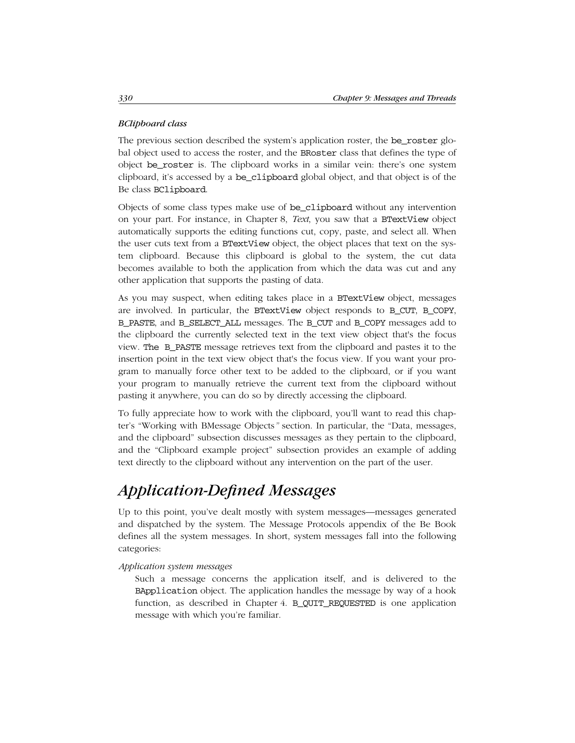### *BClipboard class*

The previous section described the system's application roster, the `be_roster` global object used to access the roster, and the `BRoster` class that defines the type of object `be_roster` is. The clipboard works in a similar vein: there's one system clipboard, it's accessed by a `be_clipboard` global object, and that object is of the Be class `BClipboard`.

Objects of some class types make use of `be_clipboard` without any intervention on your part. For instance, in Chapter 8, *Text*, you saw that a `BTextView` object automatically supports the editing functions cut, copy, paste, and select all. When the user cuts text from a `BTextView` object, the object places that text on the system clipboard. Because this clipboard is global to the system, the cut data becomes available to both the application from which the data was cut and any other application that supports the pasting of data.

As you may suspect, when editing takes place in a `BTextView` object, messages are involved. In particular, the `BTextView` object responds to `B_CUT`, `B_COPY`, `B_PASTE`, and `B_SELECT_ALL` messages. The `B_CUT` and `B_COPY` messages add to the clipboard the currently selected text in the text view object that's the focus view. The `B_PASTE` message retrieves text from the clipboard and pastes it to the insertion point in the text view object that's the focus view. If you want your program to manually force other text to be added to the clipboard, or if you want your program to manually retrieve the current text from the clipboard without pasting it anywhere, you can do so by directly accessing the clipboard.

To fully appreciate how to work with the clipboard, you'll want to read this chapter's "Working with BMessage Objects*"* section. In particular, the "Data, messages, and the clipboard" subsection discusses messages as they pertain to the clipboard, and the "Clipboard example project" subsection provides an example of adding text directly to the clipboard without any intervention on the part of the user.

## *Application-Defined Messages*

Up to this point, you've dealt mostly with system messages—messages generated and dispatched by the system. The Message Protocols appendix of the Be Book defines all the system messages. In short, system messages fall into the following categories:

*Application system messages*

Such a message concerns the application itself, and is delivered to the `BApplication` object. The application handles the message by way of a hook function, as described in Chapter 4. `B_QUIT_REQUESTED` is one application message with which you're familiar.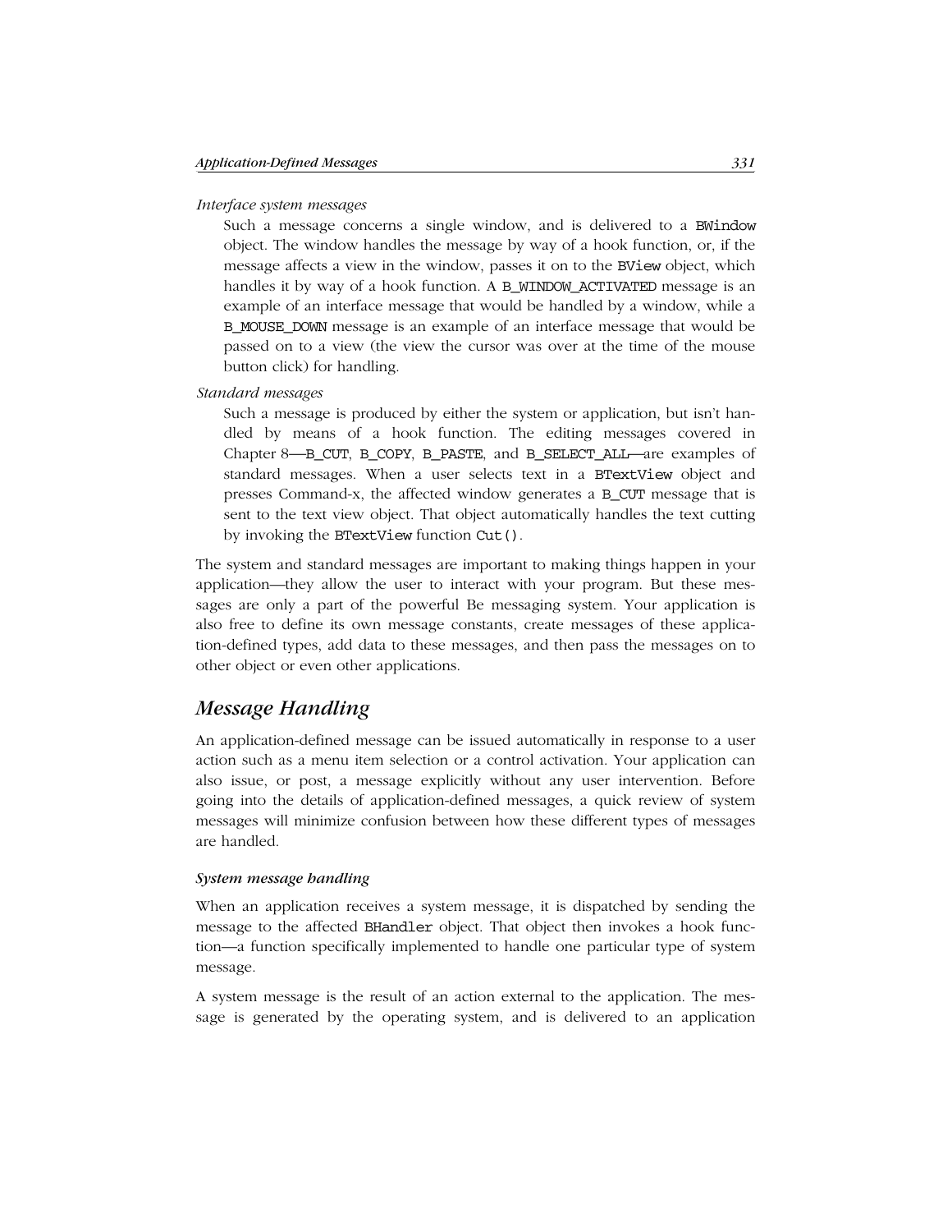*Interface system messages*

Such a message concerns a single window, and is delivered to a `BWindow` object. The window handles the message by way of a hook function, or, if the message affects a view in the window, passes it on to the `BView` object, which handles it by way of a hook function. A `B_WINDOW_ACTIVATED` message is an example of an interface message that would be handled by a window, while a `B_MOUSE_DOWN` message is an example of an interface message that would be passed on to a view (the view the cursor was over at the time of the mouse button click) for handling.

*Standard messages*

Such a message is produced by either the system or application, but isn't handled by means of a hook function. The editing messages covered in Chapter 8—`B_CUT`, `B_COPY`, `B_PASTE`, and `B_SELECT_ALL`—are examples of standard messages. When a user selects text in a `BTextView` object and presses Command-x, the affected window generates a `B_CUT` message that is sent to the text view object. That object automatically handles the text cutting by invoking the `BTextView` function `Cut()`.

The system and standard messages are important to making things happen in your application—they allow the user to interact with your program. But these messages are only a part of the powerful Be messaging system. Your application is also free to define its own message constants, create messages of these application-defined types, add data to these messages, and then pass the messages on to other object or even other applications.

## Message Handling

An application-defined message can be issued automatically in response to a user action such as a menu item selection or a control activation. Your application can also issue, or post, a message explicitly without any user intervention. Before going into the details of application-defined messages, a quick review of system messages will minimize confusion between how these different types of messages are handled.

### System message handling

When an application receives a system message, it is dispatched by sending the message to the affected `BHandler` object. That object then invokes a hook function—a function specifically implemented to handle one particular type of system message.

A system message is the result of an action external to the application. The message is generated by the operating system, and is delivered to an application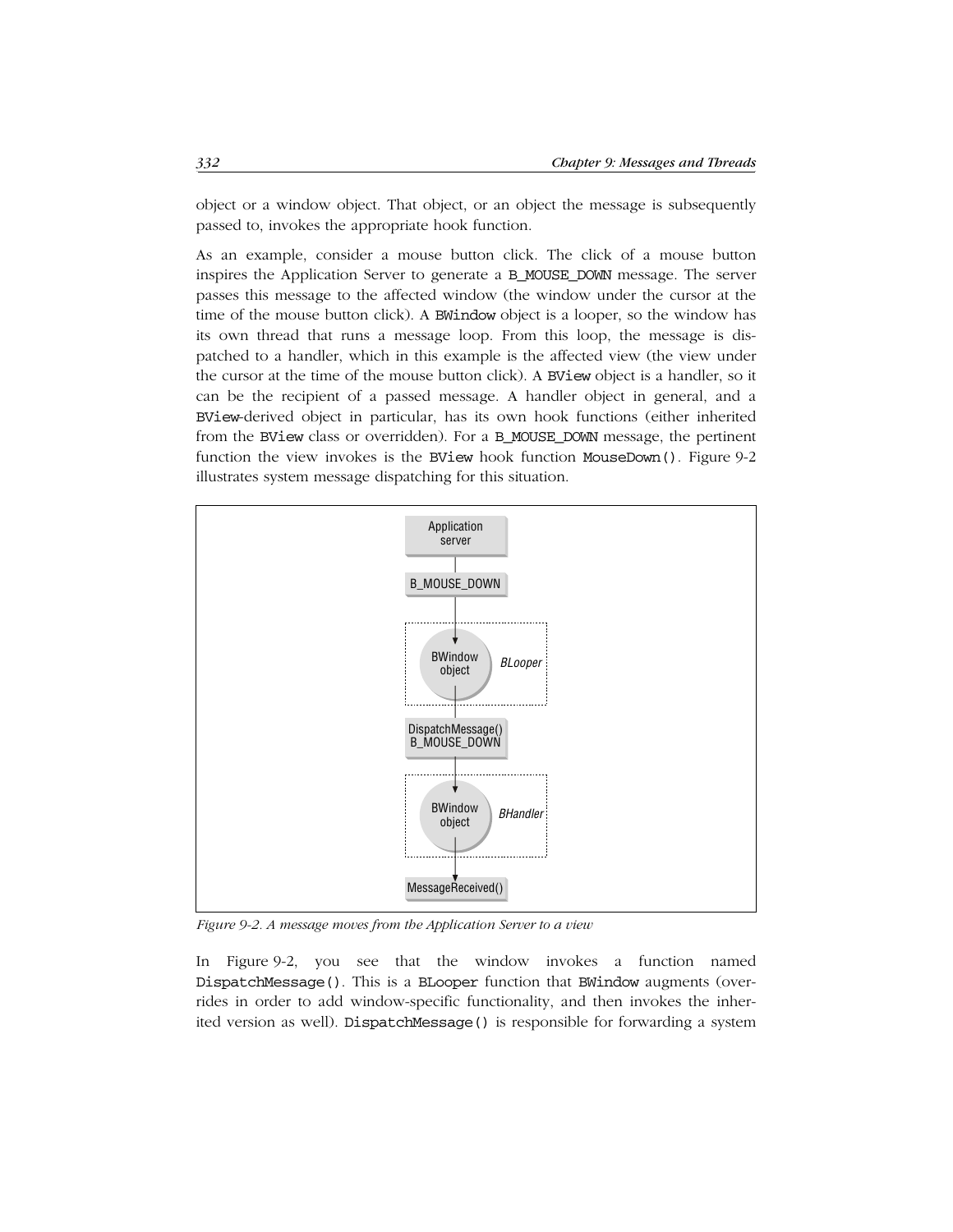object or a window object. That object, or an object the message is subsequently passed to, invokes the appropriate hook function.

As an example, consider a mouse button click. The click of a mouse button inspires the Application Server to generate a B_MOUSE_DOWN message. The server passes this message to the affected window (the window under the cursor at the time of the mouse button click). A BWindow object is a looper, so the window has its own thread that runs a message loop. From this loop, the message is dispatched to a handler, which in this example is the affected view (the view under the cursor at the time of the mouse button click). A BView object is a handler, so it can be the recipient of a passed message. A handler object in general, and a BView-derived object in particular, has its own hook functions (either inherited from the BView class or overridden). For a B_MOUSE_DOWN message, the pertinent function the view invokes is the BView hook function MouseDown(). Figure 9-2 illustrates system message dispatching for this situation.

```
Application server
        |
  B_MOUSE_DOWN
        |
        v
 [BWindow object]  BLooper
        |
DispatchMessage()
  B_MOUSE_DOWN
        |
        v
 [BWindow object]  BHandler
        |
        v
MessageReceived()
```

*Figure 9-2. A message moves from the Application Server to a view*

In Figure 9-2, you see that the window invokes a function named DispatchMessage(). This is a BLooper function that BWindow augments (overrides in order to add window-specific functionality, and then invokes the inherited version as well). DispatchMessage() is responsible for forwarding a system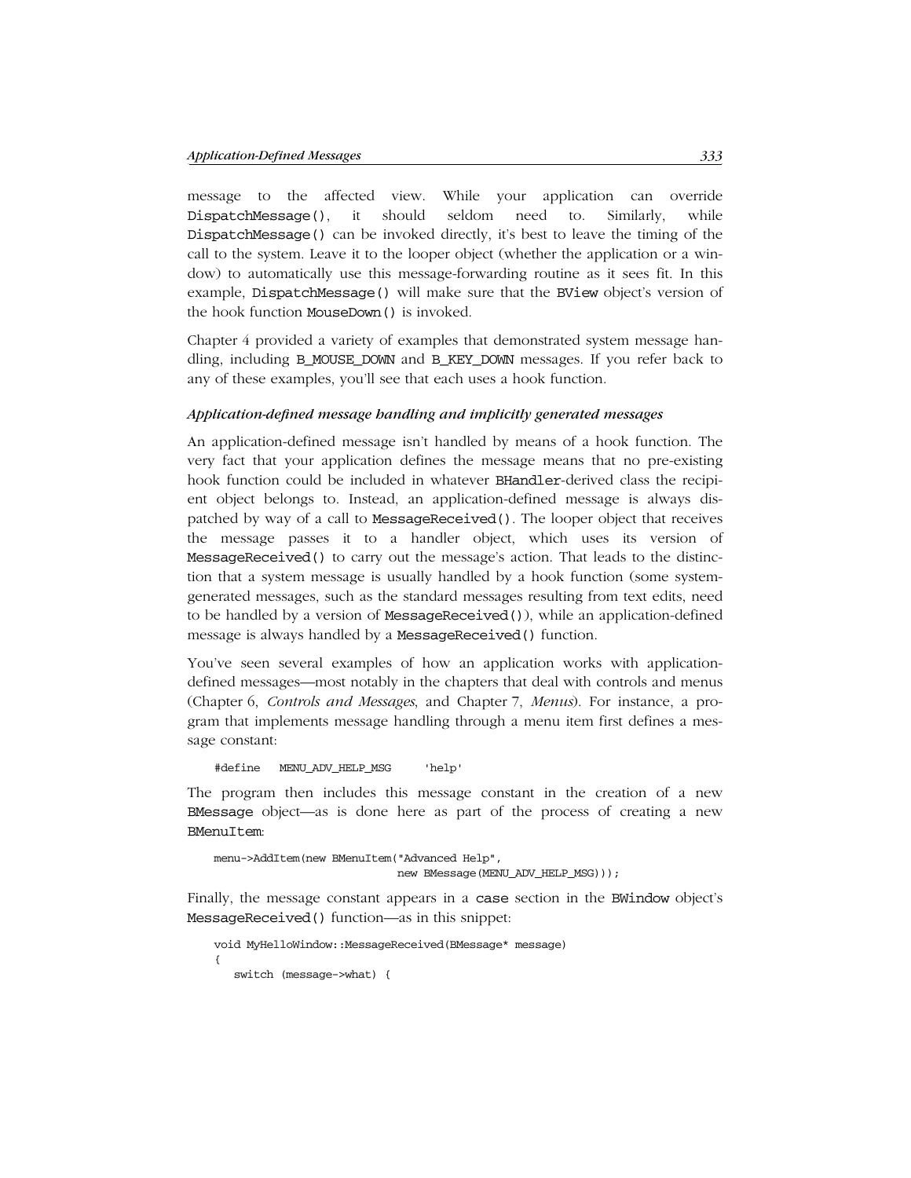message to the affected view. While your application can override `DispatchMessage()`, it should seldom need to. Similarly, while `DispatchMessage()` can be invoked directly, it's best to leave the timing of the call to the system. Leave it to the looper object (whether the application or a window) to automatically use this message-forwarding routine as it sees fit. In this example, `DispatchMessage()` will make sure that the `BView` object's version of the hook function `MouseDown()` is invoked.

Chapter 4 provided a variety of examples that demonstrated system message handling, including `B_MOUSE_DOWN` and `B_KEY_DOWN` messages. If you refer back to any of these examples, you'll see that each uses a hook function.

#### *Application-defined message handling and implicitly generated messages*

An application-defined message isn't handled by means of a hook function. The very fact that your application defines the message means that no pre-existing hook function could be included in whatever `BHandler`-derived class the recipient object belongs to. Instead, an application-defined message is always dispatched by way of a call to `MessageReceived()`. The looper object that receives the message passes it to a handler object, which uses its version of `MessageReceived()` to carry out the message's action. That leads to the distinction that a system message is usually handled by a hook function (some system-generated messages, such as the standard messages resulting from text edits, need to be handled by a version of `MessageReceived()`), while an application-defined message is always handled by a `MessageReceived()` function.

You've seen several examples of how an application works with application-defined messages—most notably in the chapters that deal with controls and menus (Chapter 6, *Controls and Messages*, and Chapter 7, *Menus*). For instance, a program that implements message handling through a menu item first defines a message constant:

```
#define   MENU_ADV_HELP_MSG     'help'
```

The program then includes this message constant in the creation of a new `BMessage` object—as is done here as part of the process of creating a new `BMenuItem`:

```
menu->AddItem(new BMenuItem("Advanced Help",
                            new BMessage(MENU_ADV_HELP_MSG)));
```

Finally, the message constant appears in a `case` section in the `BWindow` object's `MessageReceived()` function—as in this snippet:

```
void MyHelloWindow::MessageReceived(BMessage* message)
{
   switch (message->what) {
```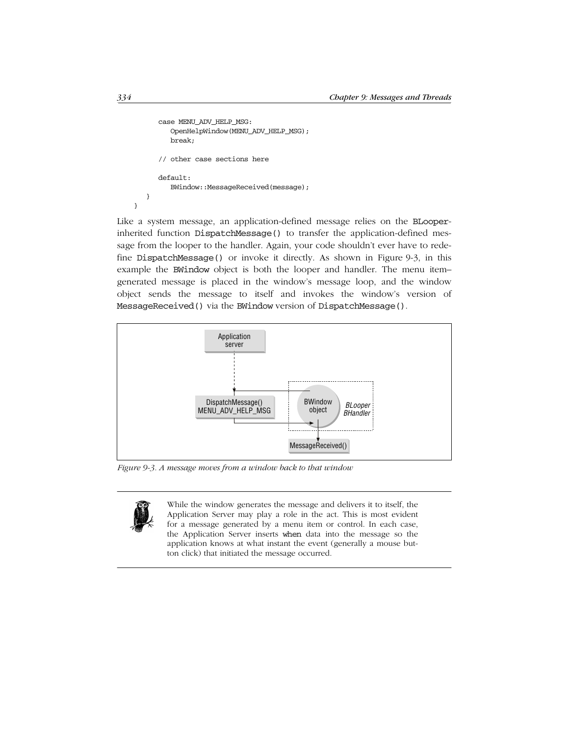```
        case MENU_ADV_HELP_MSG:
           OpenHelpWindow(MENU_ADV_HELP_MSG);
           break;

        // other case sections here

        default:
           BWindow::MessageReceived(message);
     }
  }
```

Like a system message, an application-defined message relies on the BLooper-inherited function DispatchMessage() to transfer the application-defined message from the looper to the handler. Again, your code shouldn't ever have to redefine DispatchMessage() or invoke it directly. As shown in Figure 9-3, in this example the BWindow object is both the looper and handler. The menu item–generated message is placed in the window's message loop, and the window object sends the message to itself and invokes the window's version of MessageReceived() via the BWindow version of DispatchMessage().

*Figure 9-3. A message moves from a window back to that window*

> While the window generates the message and delivers it to itself, the Application Server may play a role in the act. This is most evident for a message generated by a menu item or control. In each case, the Application Server inserts when data into the message so the application knows at what instant the event (generally a mouse button click) that initiated the message occurred.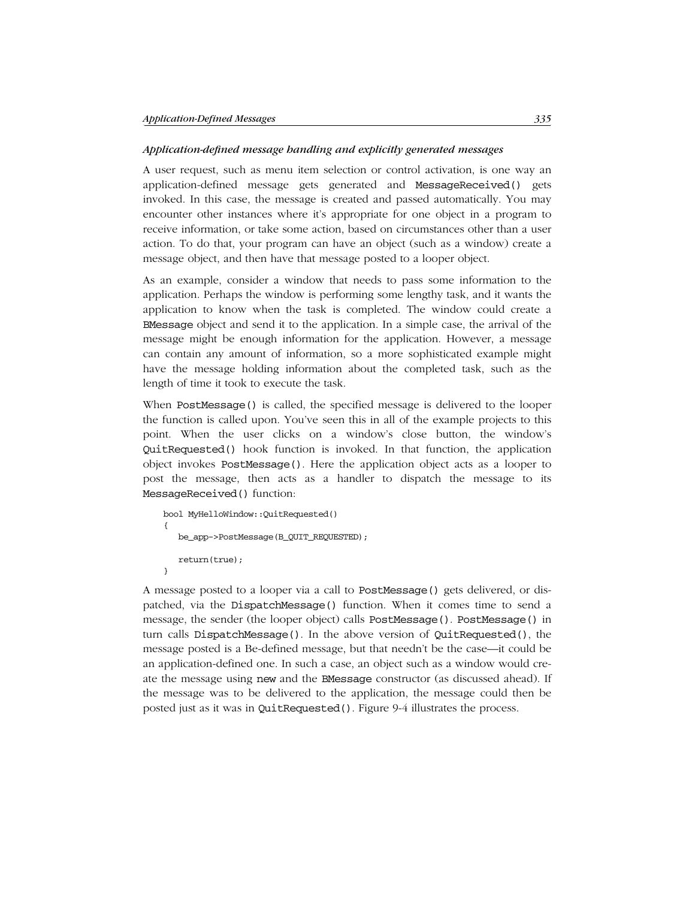#### *Application-defined message handling and explicitly generated messages*

A user request, such as menu item selection or control activation, is one way an application-defined message gets generated and MessageReceived() gets invoked. In this case, the message is created and passed automatically. You may encounter other instances where it's appropriate for one object in a program to receive information, or take some action, based on circumstances other than a user action. To do that, your program can have an object (such as a window) create a message object, and then have that message posted to a looper object.

As an example, consider a window that needs to pass some information to the application. Perhaps the window is performing some lengthy task, and it wants the application to know when the task is completed. The window could create a BMessage object and send it to the application. In a simple case, the arrival of the message might be enough information for the application. However, a message can contain any amount of information, so a more sophisticated example might have the message holding information about the completed task, such as the length of time it took to execute the task.

When PostMessage() is called, the specified message is delivered to the looper the function is called upon. You've seen this in all of the example projects to this point. When the user clicks on a window's close button, the window's QuitRequested() hook function is invoked. In that function, the application object invokes PostMessage(). Here the application object acts as a looper to post the message, then acts as a handler to dispatch the message to its MessageReceived() function:

```
bool MyHelloWindow::QuitRequested()
{
   be_app->PostMessage(B_QUIT_REQUESTED);

   return(true);
}
```

A message posted to a looper via a call to PostMessage() gets delivered, or dispatched, via the DispatchMessage() function. When it comes time to send a message, the sender (the looper object) calls PostMessage(). PostMessage() in turn calls DispatchMessage(). In the above version of QuitRequested(), the message posted is a Be-defined message, but that needn't be the case—it could be an application-defined one. In such a case, an object such as a window would create the message using new and the BMessage constructor (as discussed ahead). If the message was to be delivered to the application, the message could then be posted just as it was in QuitRequested(). Figure 9-4 illustrates the process.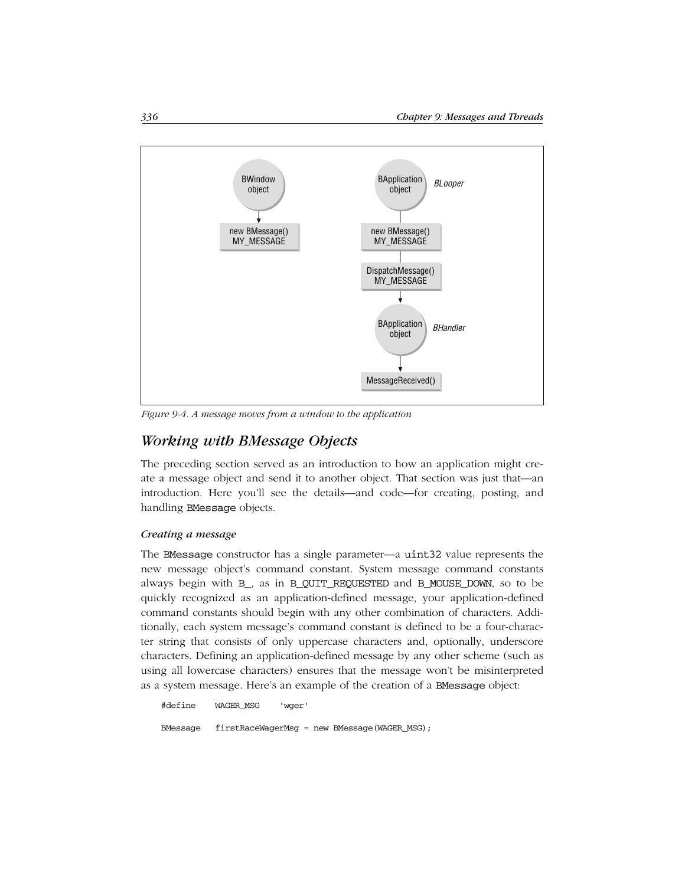Figure 9-4. A message moves from a window to the application

## Working with BMessage Objects

The preceding section served as an introduction to how an application might create a message object and send it to another object. That section was just that—an introduction. Here you'll see the details—and code—for creating, posting, and handling BMessage objects.

### Creating a message

The BMessage constructor has a single parameter—a uint32 value represents the new message object's command constant. System message command constants always begin with B_, as in B_QUIT_REQUESTED and B_MOUSE_DOWN, so to be quickly recognized as an application-defined message, your application-defined command constants should begin with any other combination of characters. Additionally, each system message's command constant is defined to be a four-character string that consists of only uppercase characters and, optionally, underscore characters. Defining an application-defined message by any other scheme (such as using all lowercase characters) ensures that the message won't be misinterpreted as a system message. Here's an example of the creation of a BMessage object:

```
#define    WAGER_MSG    'wger'

BMessage   firstRaceWagerMsg = new BMessage(WAGER_MSG);
```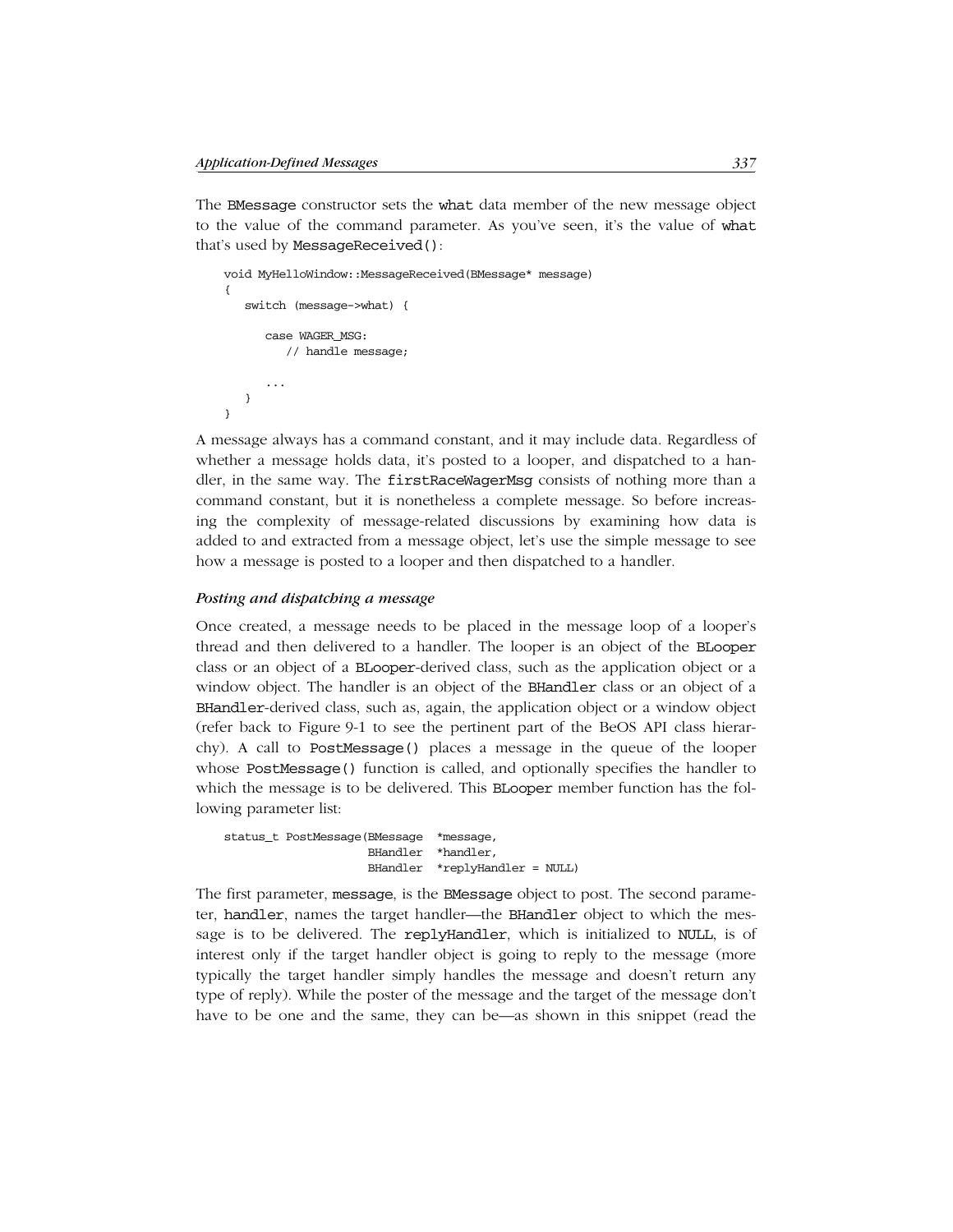The BMessage constructor sets the what data member of the new message object to the value of the command parameter. As you've seen, it's the value of what that's used by MessageReceived():

```
void MyHelloWindow::MessageReceived(BMessage* message)
{
   switch (message->what) {

      case WAGER_MSG:
         // handle message;

      ...
   }
}
```

A message always has a command constant, and it may include data. Regardless of whether a message holds data, it's posted to a looper, and dispatched to a handler, in the same way. The firstRaceWagerMsg consists of nothing more than a command constant, but it is nonetheless a complete message. So before increasing the complexity of message-related discussions by examining how data is added to and extracted from a message object, let's use the simple message to see how a message is posted to a looper and then dispatched to a handler.

### *Posting and dispatching a message*

Once created, a message needs to be placed in the message loop of a looper's thread and then delivered to a handler. The looper is an object of the BLooper class or an object of a BLooper-derived class, such as the application object or a window object. The handler is an object of the BHandler class or an object of a BHandler-derived class, such as, again, the application object or a window object (refer back to Figure 9-1 to see the pertinent part of the BeOS API class hierarchy). A call to PostMessage() places a message in the queue of the looper whose PostMessage() function is called, and optionally specifies the handler to which the message is to be delivered. This BLooper member function has the following parameter list:

```
status_t PostMessage(BMessage  *message,
                     BHandler  *handler,
                     BHandler  *replyHandler = NULL)
```

The first parameter, message, is the BMessage object to post. The second parameter, handler, names the target handler—the BHandler object to which the message is to be delivered. The replyHandler, which is initialized to NULL, is of interest only if the target handler object is going to reply to the message (more typically the target handler simply handles the message and doesn't return any type of reply). While the poster of the message and the target of the message don't have to be one and the same, they can be—as shown in this snippet (read the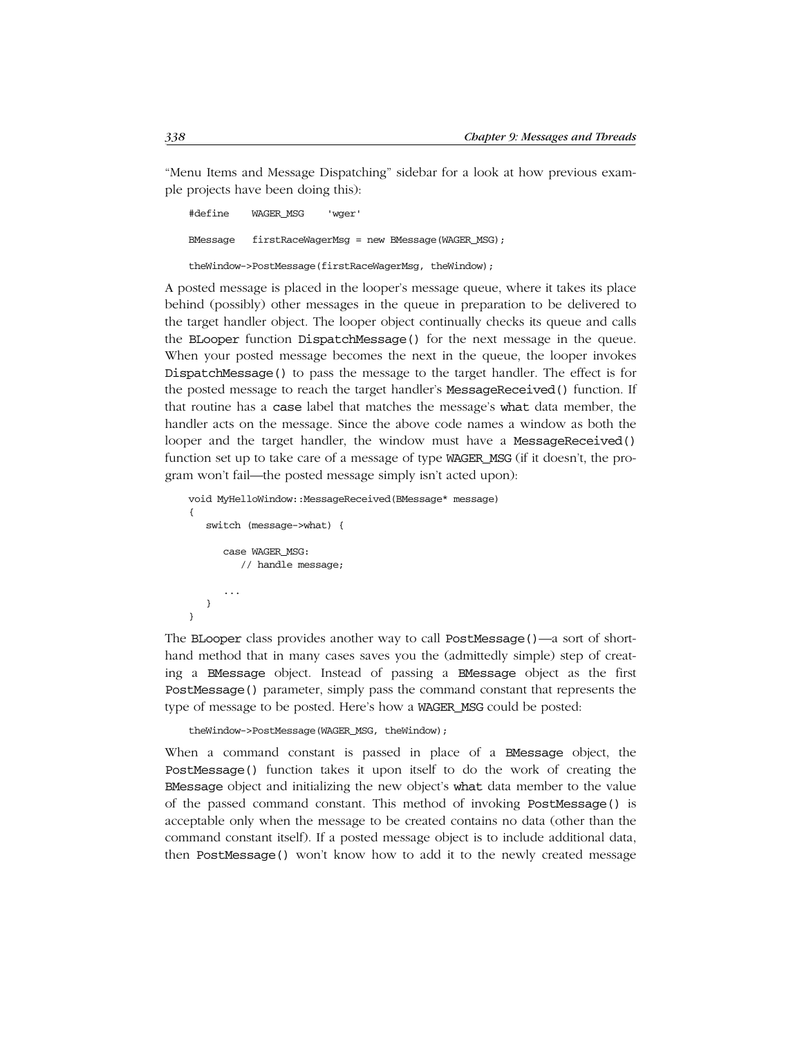"Menu Items and Message Dispatching" sidebar for a look at how previous example projects have been doing this):

```
#define    WAGER_MSG    'wger'

BMessage   firstRaceWagerMsg = new BMessage(WAGER_MSG);

theWindow->PostMessage(firstRaceWagerMsg, theWindow);
```

A posted message is placed in the looper's message queue, where it takes its place behind (possibly) other messages in the queue in preparation to be delivered to the target handler object. The looper object continually checks its queue and calls the `BLooper` function `DispatchMessage()` for the next message in the queue. When your posted message becomes the next in the queue, the looper invokes `DispatchMessage()` to pass the message to the target handler. The effect is for the posted message to reach the target handler's `MessageReceived()` function. If that routine has a `case` label that matches the message's `what` data member, the handler acts on the message. Since the above code names a window as both the looper and the target handler, the window must have a `MessageReceived()` function set up to take care of a message of type `WAGER_MSG` (if it doesn't, the program won't fail—the posted message simply isn't acted upon):

```
void MyHelloWindow::MessageReceived(BMessage* message)
{
   switch (message->what) {

      case WAGER_MSG:
         // handle message;

      ...
   }
}
```

The `BLooper` class provides another way to call `PostMessage()`—a sort of shorthand method that in many cases saves you the (admittedly simple) step of creating a `BMessage` object. Instead of passing a `BMessage` object as the first `PostMessage()` parameter, simply pass the command constant that represents the type of message to be posted. Here's how a `WAGER_MSG` could be posted:

```
theWindow->PostMessage(WAGER_MSG, theWindow);
```

When a command constant is passed in place of a `BMessage` object, the `PostMessage()` function takes it upon itself to do the work of creating the `BMessage` object and initializing the new object's `what` data member to the value of the passed command constant. This method of invoking `PostMessage()` is acceptable only when the message to be created contains no data (other than the command constant itself). If a posted message object is to include additional data, then `PostMessage()` won't know how to add it to the newly created message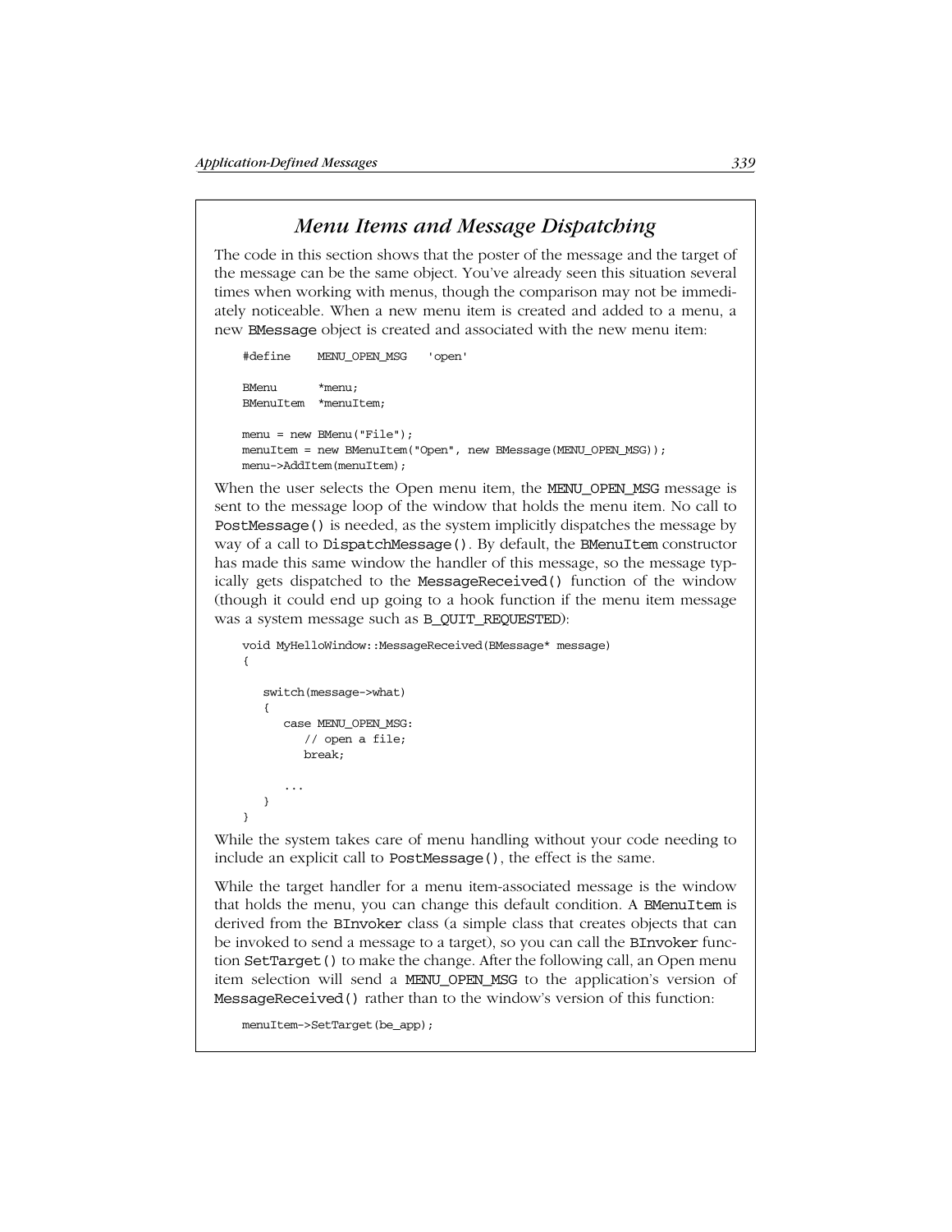## *Menu Items and Message Dispatching*

The code in this section shows that the poster of the message and the target of the message can be the same object. You've already seen this situation several times when working with menus, though the comparison may not be immediately noticeable. When a new menu item is created and added to a menu, a new BMessage object is created and associated with the new menu item:

```
#define    MENU_OPEN_MSG   'open'

BMenu      *menu;
BMenuItem  *menuItem;

menu = new BMenu("File");
menuItem = new BMenuItem("Open", new BMessage(MENU_OPEN_MSG));
menu->AddItem(menuItem);
```

When the user selects the Open menu item, the MENU_OPEN_MSG message is sent to the message loop of the window that holds the menu item. No call to PostMessage() is needed, as the system implicitly dispatches the message by way of a call to DispatchMessage(). By default, the BMenuItem constructor has made this same window the handler of this message, so the message typically gets dispatched to the MessageReceived() function of the window (though it could end up going to a hook function if the menu item message was a system message such as B_QUIT_REQUESTED):

```
void MyHelloWindow::MessageReceived(BMessage* message)
{

   switch(message->what)
   {
      case MENU_OPEN_MSG:
         // open a file;
         break;

      ...
   }
}
```

While the system takes care of menu handling without your code needing to include an explicit call to PostMessage(), the effect is the same.

While the target handler for a menu item-associated message is the window that holds the menu, you can change this default condition. A BMenuItem is derived from the BInvoker class (a simple class that creates objects that can be invoked to send a message to a target), so you can call the BInvoker function SetTarget() to make the change. After the following call, an Open menu item selection will send a MENU_OPEN_MSG to the application's version of MessageReceived() rather than to the window's version of this function:

```
menuItem->SetTarget(be_app);
```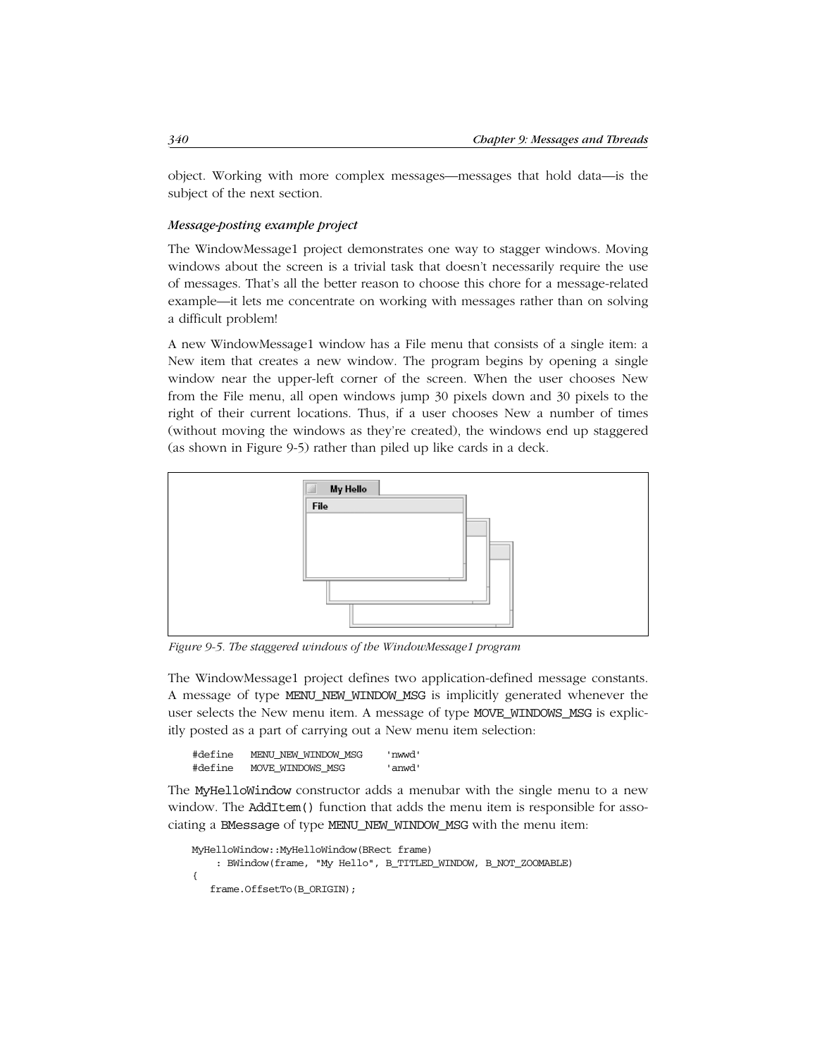object. Working with more complex messages—messages that hold data—is the subject of the next section.

#### *Message-posting example project*

The WindowMessage1 project demonstrates one way to stagger windows. Moving windows about the screen is a trivial task that doesn't necessarily require the use of messages. That's all the better reason to choose this chore for a message-related example—it lets me concentrate on working with messages rather than on solving a difficult problem!

A new WindowMessage1 window has a File menu that consists of a single item: a New item that creates a new window. The program begins by opening a single window near the upper-left corner of the screen. When the user chooses New from the File menu, all open windows jump 30 pixels down and 30 pixels to the right of their current locations. Thus, if a user chooses New a number of times (without moving the windows as they're created), the windows end up staggered (as shown in Figure 9-5) rather than piled up like cards in a deck.

*Figure 9-5. The staggered windows of the WindowMessage1 program*

The WindowMessage1 project defines two application-defined message constants. A message of type `MENU_NEW_WINDOW_MSG` is implicitly generated whenever the user selects the New menu item. A message of type `MOVE_WINDOWS_MSG` is explicitly posted as a part of carrying out a New menu item selection:

```
#define   MENU_NEW_WINDOW_MSG    'nwwd'
#define   MOVE_WINDOWS_MSG       'anwd'
```

The `MyHelloWindow` constructor adds a menubar with the single menu to a new window. The `AddItem()` function that adds the menu item is responsible for associating a `BMessage` of type `MENU_NEW_WINDOW_MSG` with the menu item:

```
MyHelloWindow::MyHelloWindow(BRect frame)
     : BWindow(frame, "My Hello", B_TITLED_WINDOW, B_NOT_ZOOMABLE)
{
   frame.OffsetTo(B_ORIGIN);
```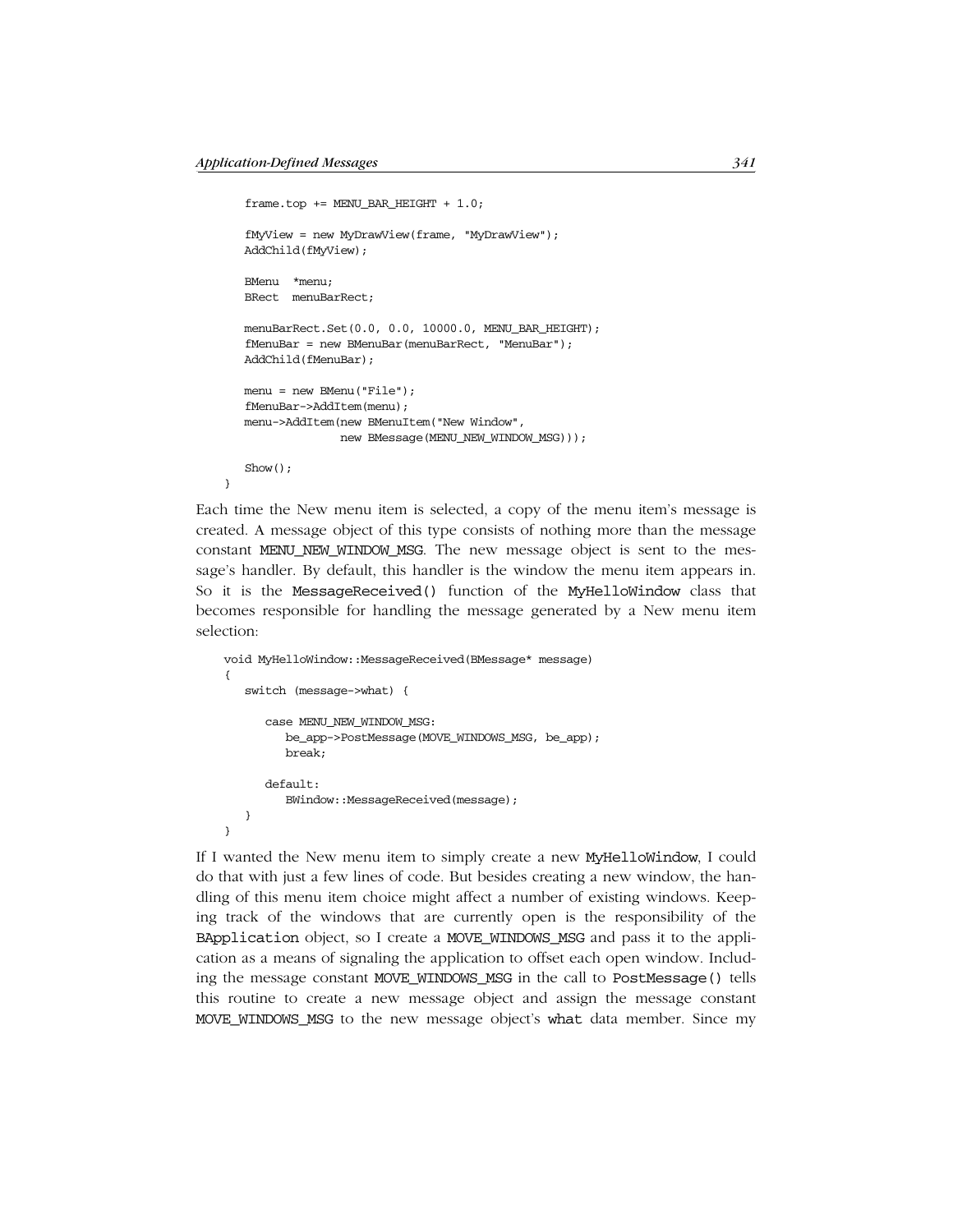```
    frame.top += MENU_BAR_HEIGHT + 1.0;

    fMyView = new MyDrawView(frame, "MyDrawView");
    AddChild(fMyView);

    BMenu  *menu;
    BRect  menuBarRect;

    menuBarRect.Set(0.0, 0.0, 10000.0, MENU_BAR_HEIGHT);
    fMenuBar = new BMenuBar(menuBarRect, "MenuBar");
    AddChild(fMenuBar);

    menu = new BMenu("File");
    fMenuBar->AddItem(menu);
    menu->AddItem(new BMenuItem("New Window",
                  new BMessage(MENU_NEW_WINDOW_MSG)));

    Show();
}
```

Each time the New menu item is selected, a copy of the menu item's message is created. A message object of this type consists of nothing more than the message constant MENU_NEW_WINDOW_MSG. The new message object is sent to the message's handler. By default, this handler is the window the menu item appears in. So it is the MessageReceived() function of the MyHelloWindow class that becomes responsible for handling the message generated by a New menu item selection:

```
void MyHelloWindow::MessageReceived(BMessage* message)
{
   switch (message->what) {

      case MENU_NEW_WINDOW_MSG:
         be_app->PostMessage(MOVE_WINDOWS_MSG, be_app);
         break;

      default:
         BWindow::MessageReceived(message);
   }
}
```

If I wanted the New menu item to simply create a new MyHelloWindow, I could do that with just a few lines of code. But besides creating a new window, the handling of this menu item choice might affect a number of existing windows. Keeping track of the windows that are currently open is the responsibility of the BApplication object, so I create a MOVE_WINDOWS_MSG and pass it to the application as a means of signaling the application to offset each open window. Including the message constant MOVE_WINDOWS_MSG in the call to PostMessage() tells this routine to create a new message object and assign the message constant MOVE_WINDOWS_MSG to the new message object's what data member. Since my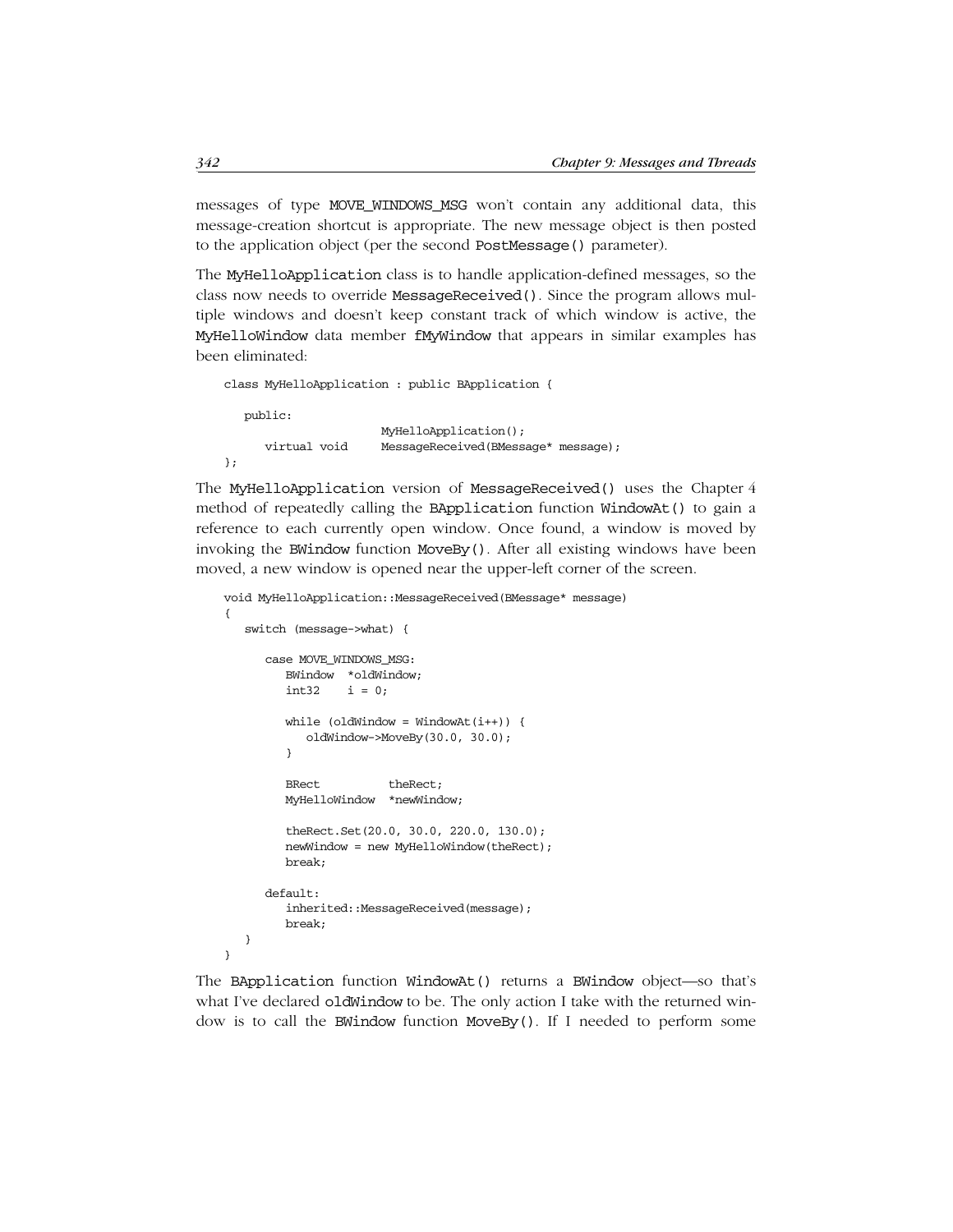messages of type MOVE_WINDOWS_MSG won't contain any additional data, this message-creation shortcut is appropriate. The new message object is then posted to the application object (per the second PostMessage() parameter).

The MyHelloApplication class is to handle application-defined messages, so the class now needs to override MessageReceived(). Since the program allows multiple windows and doesn't keep constant track of which window is active, the MyHelloWindow data member fMyWindow that appears in similar examples has been eliminated:

```
class MyHelloApplication : public BApplication {

   public:
                      MyHelloApplication();
      virtual void    MessageReceived(BMessage* message);
};
```

The MyHelloApplication version of MessageReceived() uses the Chapter 4 method of repeatedly calling the BApplication function WindowAt() to gain a reference to each currently open window. Once found, a window is moved by invoking the BWindow function MoveBy(). After all existing windows have been moved, a new window is opened near the upper-left corner of the screen.

```
void MyHelloApplication::MessageReceived(BMessage* message)
{
   switch (message->what) {

      case MOVE_WINDOWS_MSG:
         BWindow  *oldWindow;
         int32    i = 0;

         while (oldWindow = WindowAt(i++)) {
            oldWindow->MoveBy(30.0, 30.0);
         }

         BRect          theRect;
         MyHelloWindow  *newWindow;

         theRect.Set(20.0, 30.0, 220.0, 130.0);
         newWindow = new MyHelloWindow(theRect);
         break;

      default:
         inherited::MessageReceived(message);
         break;
   }
}
```

The BApplication function WindowAt() returns a BWindow object—so that's what I've declared oldWindow to be. The only action I take with the returned window is to call the BWindow function MoveBy(). If I needed to perform some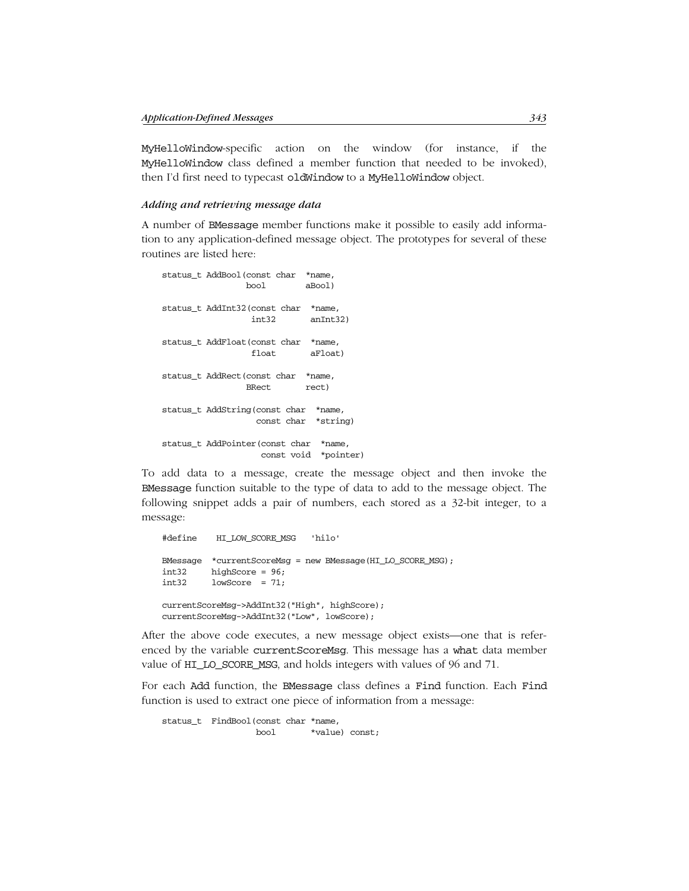MyHelloWindow-specific action on the window (for instance, if the MyHelloWindow class defined a member function that needed to be invoked), then I'd first need to typecast oldWindow to a MyHelloWindow object.

### *Adding and retrieving message data*

A number of BMessage member functions make it possible to easily add information to any application-defined message object. The prototypes for several of these routines are listed here:

```
status_t AddBool(const char  *name,
                 bool        aBool)

status_t AddInt32(const char  *name,
                  int32       anInt32)

status_t AddFloat(const char  *name,
                  float       aFloat)

status_t AddRect(const char  *name,
                 BRect       rect)

status_t AddString(const char  *name,
                   const char  *string)

status_t AddPointer(const char  *name,
                    const void  *pointer)
```

To add data to a message, create the message object and then invoke the BMessage function suitable to the type of data to add to the message object. The following snippet adds a pair of numbers, each stored as a 32-bit integer, to a message:

```
#define    HI_LOW_SCORE_MSG   'hilo'

BMessage  *currentScoreMsg = new BMessage(HI_LO_SCORE_MSG);
int32     highScore = 96;
int32     lowScore  = 71;

currentScoreMsg->AddInt32("High", highScore);
currentScoreMsg->AddInt32("Low", lowScore);
```

After the above code executes, a new message object exists—one that is referenced by the variable currentScoreMsg. This message has a what data member value of HI_LO_SCORE_MSG, and holds integers with values of 96 and 71.

For each Add function, the BMessage class defines a Find function. Each Find function is used to extract one piece of information from a message:

```
status_t  FindBool(const char *name,
                   bool       *value) const;
```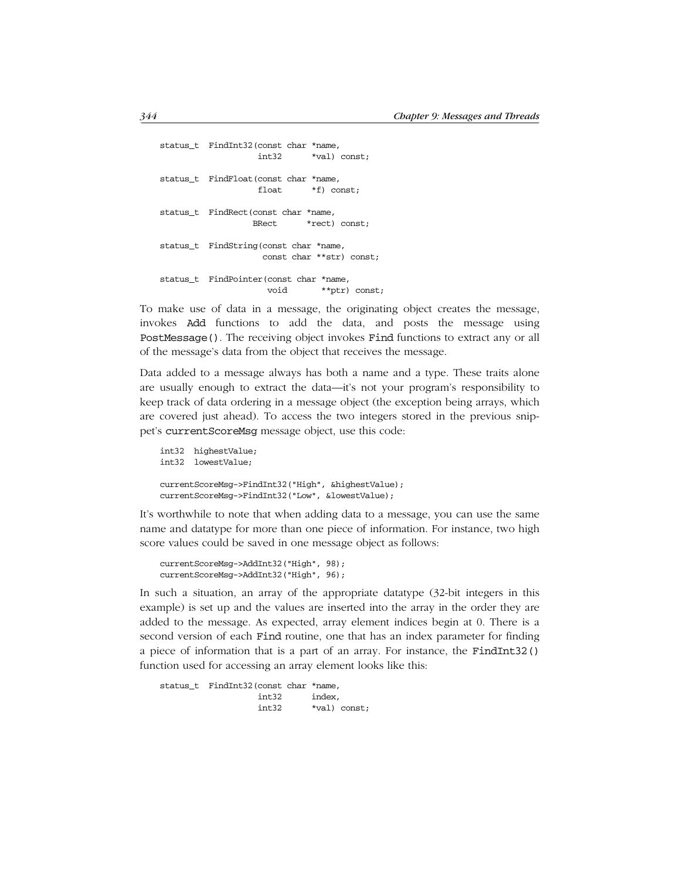```
status_t  FindInt32(const char *name,
                    int32      *val) const;

status_t  FindFloat(const char *name,
                    float      *f) const;

status_t  FindRect(const char *name,
                   BRect      *rect) const;

status_t  FindString(const char *name,
                     const char **str) const;

status_t  FindPointer(const char *name,
                      void       **ptr) const;
```

To make use of data in a message, the originating object creates the message, invokes `Add` functions to add the data, and posts the message using `PostMessage()`. The receiving object invokes `Find` functions to extract any or all of the message's data from the object that receives the message.

Data added to a message always has both a name and a type. These traits alone are usually enough to extract the data—it's not your program's responsibility to keep track of data ordering in a message object (the exception being arrays, which are covered just ahead). To access the two integers stored in the previous snippet's `currentScoreMsg` message object, use this code:

```
int32  highestValue;
int32  lowestValue;

currentScoreMsg->FindInt32("High", &highestValue);
currentScoreMsg->FindInt32("Low", &lowestValue);
```

It's worthwhile to note that when adding data to a message, you can use the same name and datatype for more than one piece of information. For instance, two high score values could be saved in one message object as follows:

```
currentScoreMsg->AddInt32("High", 98);
currentScoreMsg->AddInt32("High", 96);
```

In such a situation, an array of the appropriate datatype (32-bit integers in this example) is set up and the values are inserted into the array in the order they are added to the message. As expected, array element indices begin at 0. There is a second version of each `Find` routine, one that has an index parameter for finding a piece of information that is a part of an array. For instance, the `FindInt32()` function used for accessing an array element looks like this:

```
status_t  FindInt32(const char *name,
                    int32      index,
                    int32      *val) const;
```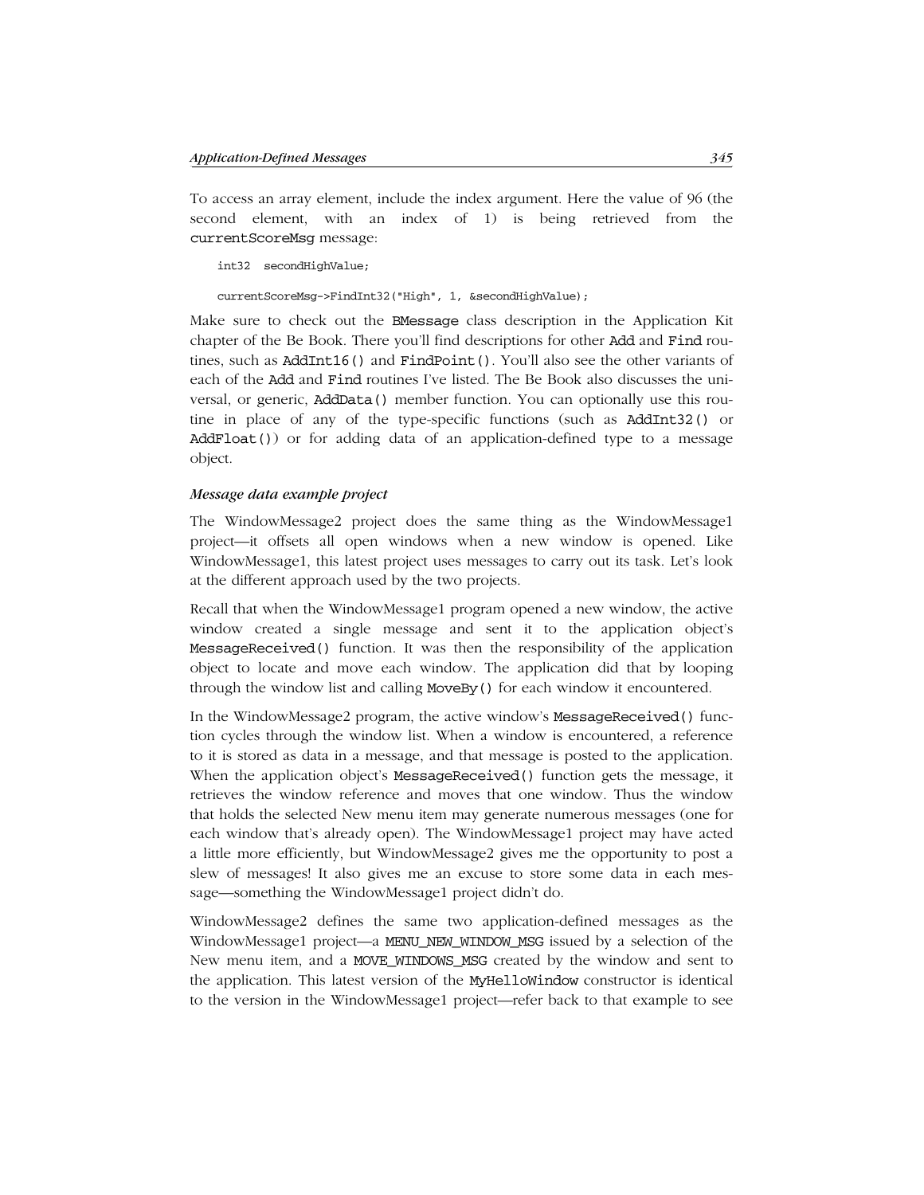To access an array element, include the index argument. Here the value of 96 (the second element, with an index of 1) is being retrieved from the `currentScoreMsg` message:

```
int32  secondHighValue;

currentScoreMsg->FindInt32("High", 1, &secondHighValue);
```

Make sure to check out the `BMessage` class description in the Application Kit chapter of the Be Book. There you'll find descriptions for other `Add` and `Find` routines, such as `AddInt16()` and `FindPoint()`. You'll also see the other variants of each of the `Add` and `Find` routines I've listed. The Be Book also discusses the universal, or generic, `AddData()` member function. You can optionally use this routine in place of any of the type-specific functions (such as `AddInt32()` or `AddFloat()`) or for adding data of an application-defined type to a message object.

#### *Message data example project*

The WindowMessage2 project does the same thing as the WindowMessage1 project—it offsets all open windows when a new window is opened. Like WindowMessage1, this latest project uses messages to carry out its task. Let's look at the different approach used by the two projects.

Recall that when the WindowMessage1 program opened a new window, the active window created a single message and sent it to the application object's `MessageReceived()` function. It was then the responsibility of the application object to locate and move each window. The application did that by looping through the window list and calling `MoveBy()` for each window it encountered.

In the WindowMessage2 program, the active window's `MessageReceived()` function cycles through the window list. When a window is encountered, a reference to it is stored as data in a message, and that message is posted to the application. When the application object's `MessageReceived()` function gets the message, it retrieves the window reference and moves that one window. Thus the window that holds the selected New menu item may generate numerous messages (one for each window that's already open). The WindowMessage1 project may have acted a little more efficiently, but WindowMessage2 gives me the opportunity to post a slew of messages! It also gives me an excuse to store some data in each message—something the WindowMessage1 project didn't do.

WindowMessage2 defines the same two application-defined messages as the WindowMessage1 project—a `MENU_NEW_WINDOW_MSG` issued by a selection of the New menu item, and a `MOVE_WINDOWS_MSG` created by the window and sent to the application. This latest version of the `MyHelloWindow` constructor is identical to the version in the WindowMessage1 project—refer back to that example to see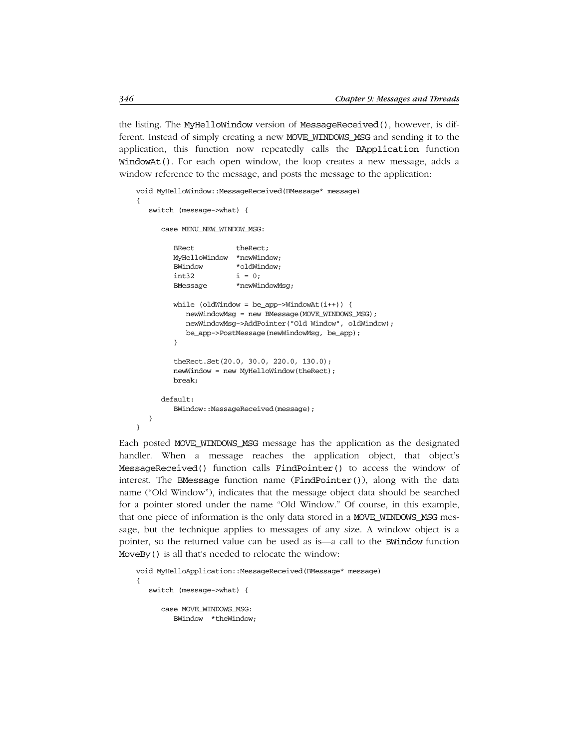the listing. The MyHelloWindow version of MessageReceived(), however, is different. Instead of simply creating a new MOVE_WINDOWS_MSG and sending it to the application, this function now repeatedly calls the BApplication function WindowAt(). For each open window, the loop creates a new message, adds a window reference to the message, and posts the message to the application:

```
void MyHelloWindow::MessageReceived(BMessage* message)
{
   switch (message->what) {

      case MENU_NEW_WINDOW_MSG:

         BRect          theRect;
         MyHelloWindow  *newWindow;
         BWindow        *oldWindow;
         int32          i = 0;
         BMessage       *newWindowMsg;

         while (oldWindow = be_app->WindowAt(i++)) {
            newWindowMsg = new BMessage(MOVE_WINDOWS_MSG);
            newWindowMsg->AddPointer("Old Window", oldWindow);
            be_app->PostMessage(newWindowMsg, be_app);
         }

         theRect.Set(20.0, 30.0, 220.0, 130.0);
         newWindow = new MyHelloWindow(theRect);
         break;

      default:
         BWindow::MessageReceived(message);
   }
}
```

Each posted MOVE_WINDOWS_MSG message has the application as the designated handler. When a message reaches the application object, that object's MessageReceived() function calls FindPointer() to access the window of interest. The BMessage function name (FindPointer()), along with the data name ("Old Window"), indicates that the message object data should be searched for a pointer stored under the name "Old Window." Of course, in this example, that one piece of information is the only data stored in a MOVE_WINDOWS_MSG message, but the technique applies to messages of any size. A window object is a pointer, so the returned value can be used as is—a call to the BWindow function MoveBy() is all that's needed to relocate the window:

```
void MyHelloApplication::MessageReceived(BMessage* message)
{
   switch (message->what) {

      case MOVE_WINDOWS_MSG:
         BWindow  *theWindow;
```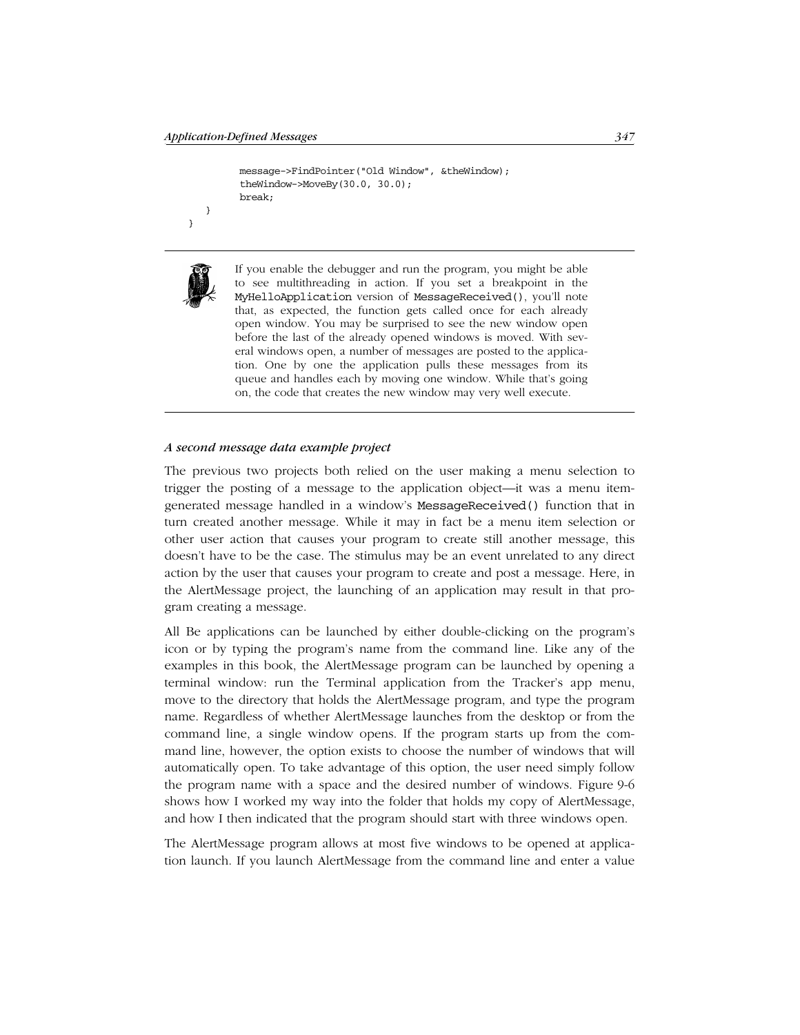```
            message->FindPointer("Old Window", &theWindow);
            theWindow->MoveBy(30.0, 30.0);
            break;
    }
}
```

---

If you enable the debugger and run the program, you might be able to see multithreading in action. If you set a breakpoint in the `MyHelloApplication` version of `MessageReceived()`, you'll note that, as expected, the function gets called once for each already open window. You may be surprised to see the new window open before the last of the already opened windows is moved. With several windows open, a number of messages are posted to the application. One by one the application pulls these messages from its queue and handles each by moving one window. While that's going on, the code that creates the new window may very well execute.

---

### *A second message data example project*

The previous two projects both relied on the user making a menu selection to trigger the posting of a message to the application object—it was a menu item-generated message handled in a window's `MessageReceived()` function that in turn created another message. While it may in fact be a menu item selection or other user action that causes your program to create still another message, this doesn't have to be the case. The stimulus may be an event unrelated to any direct action by the user that causes your program to create and post a message. Here, in the AlertMessage project, the launching of an application may result in that program creating a message.

All Be applications can be launched by either double-clicking on the program's icon or by typing the program's name from the command line. Like any of the examples in this book, the AlertMessage program can be launched by opening a terminal window: run the Terminal application from the Tracker's app menu, move to the directory that holds the AlertMessage program, and type the program name. Regardless of whether AlertMessage launches from the desktop or from the command line, a single window opens. If the program starts up from the command line, however, the option exists to choose the number of windows that will automatically open. To take advantage of this option, the user need simply follow the program name with a space and the desired number of windows. Figure 9-6 shows how I worked my way into the folder that holds my copy of AlertMessage, and how I then indicated that the program should start with three windows open.

The AlertMessage program allows at most five windows to be opened at application launch. If you launch AlertMessage from the command line and enter a value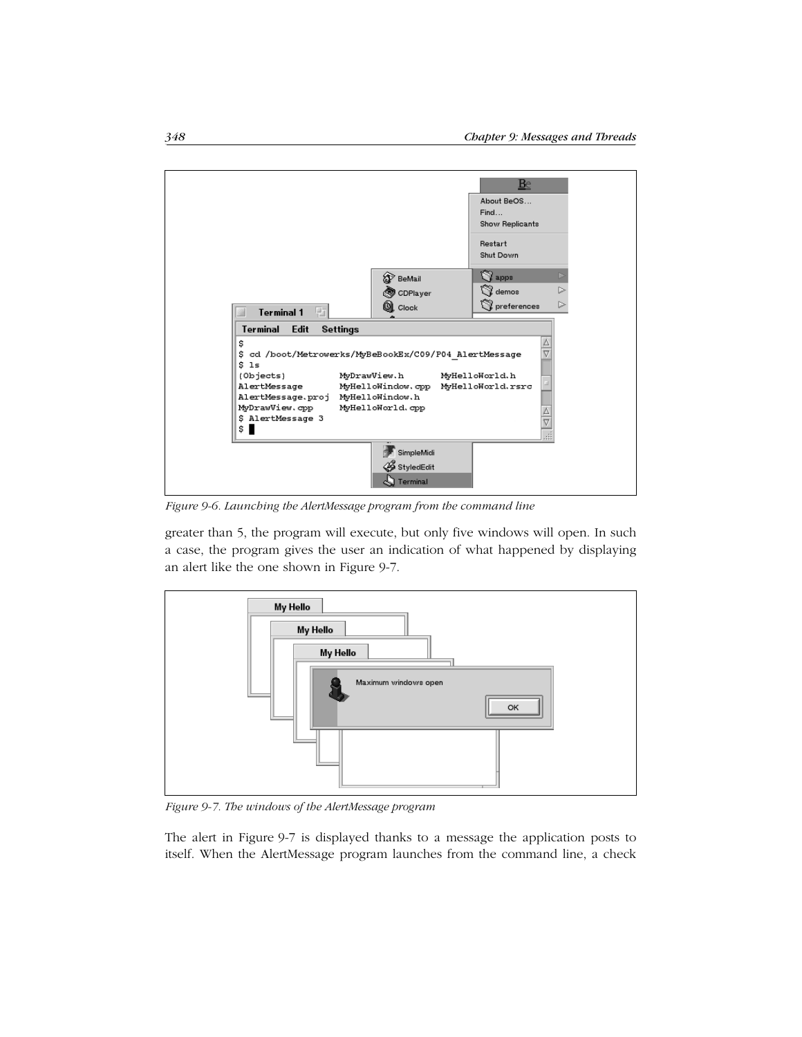Figure 9-6. Launching the AlertMessage program from the command line

greater than 5, the program will execute, but only five windows will open. In such a case, the program gives the user an indication of what happened by displaying an alert like the one shown in Figure 9-7.

Figure 9-7. The windows of the AlertMessage program

The alert in Figure 9-7 is displayed thanks to a message the application posts to itself. When the AlertMessage program launches from the command line, a check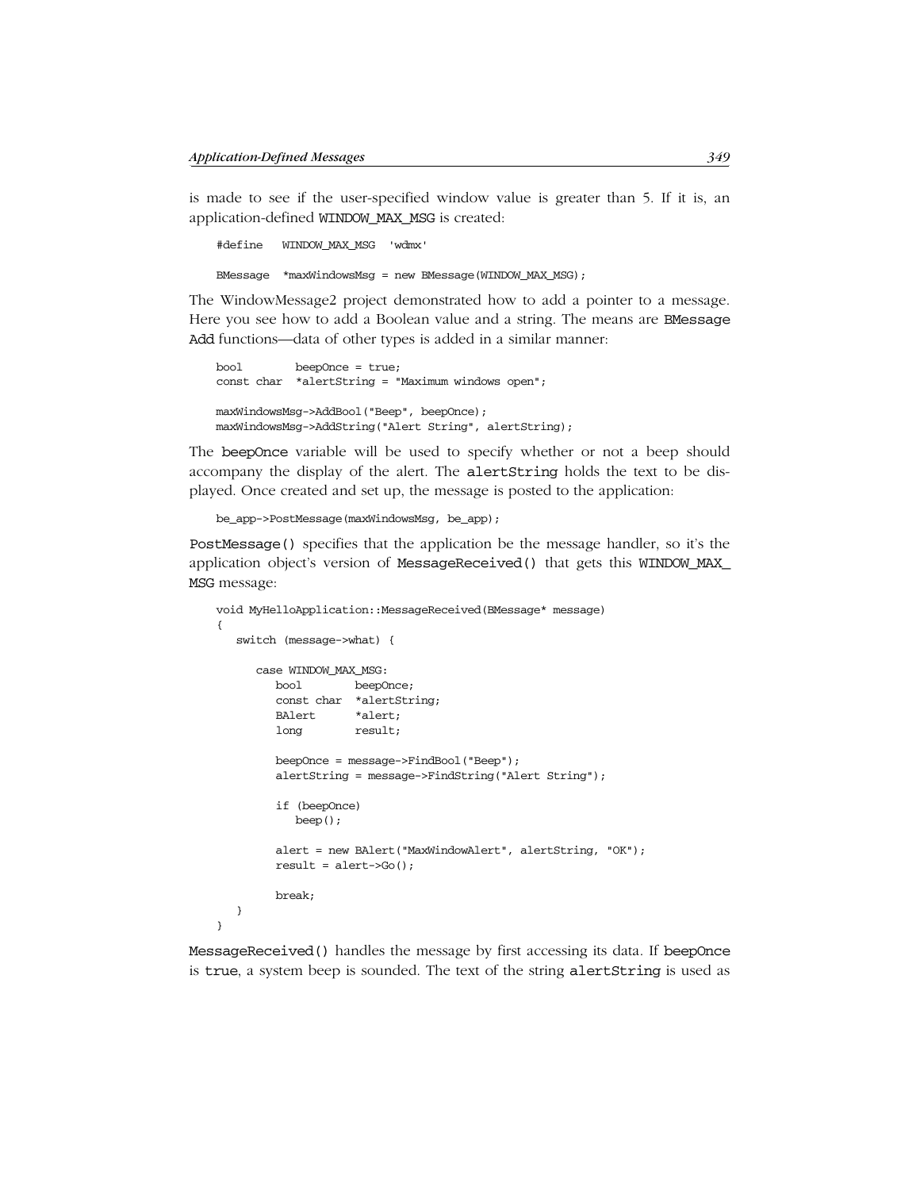is made to see if the user-specified window value is greater than 5. If it is, an application-defined WINDOW_MAX_MSG is created:

```
#define   WINDOW_MAX_MSG  'wdmx'

BMessage  *maxWindowsMsg = new BMessage(WINDOW_MAX_MSG);
```

The WindowMessage2 project demonstrated how to add a pointer to a message. Here you see how to add a Boolean value and a string. The means are BMessage Add functions—data of other types is added in a similar manner:

```
bool        beepOnce = true;
const char  *alertString = "Maximum windows open";

maxWindowsMsg->AddBool("Beep", beepOnce);
maxWindowsMsg->AddString("Alert String", alertString);
```

The beepOnce variable will be used to specify whether or not a beep should accompany the display of the alert. The alertString holds the text to be displayed. Once created and set up, the message is posted to the application:

```
be_app->PostMessage(maxWindowsMsg, be_app);
```

PostMessage() specifies that the application be the message handler, so it's the application object's version of MessageReceived() that gets this WINDOW_MAX_MSG message:

```
void MyHelloApplication::MessageReceived(BMessage* message)
{
   switch (message->what) {

      case WINDOW_MAX_MSG:
         bool        beepOnce;
         const char  *alertString;
         BAlert      *alert;
         long        result;

         beepOnce = message->FindBool("Beep");
         alertString = message->FindString("Alert String");

         if (beepOnce)
            beep();

         alert = new BAlert("MaxWindowAlert", alertString, "OK");
         result = alert->Go();

         break;
   }
}
```

MessageReceived() handles the message by first accessing its data. If beepOnce is true, a system beep is sounded. The text of the string alertString is used as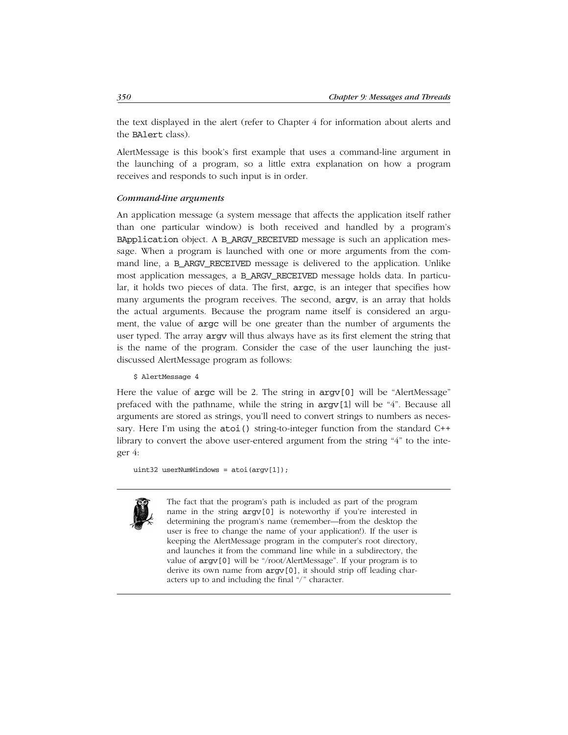the text displayed in the alert (refer to Chapter 4 for information about alerts and the BAlert class).

AlertMessage is this book's first example that uses a command-line argument in the launching of a program, so a little extra explanation on how a program receives and responds to such input is in order.

### *Command-line arguments*

An application message (a system message that affects the application itself rather than one particular window) is both received and handled by a program's BApplication object. A B_ARGV_RECEIVED message is such an application message. When a program is launched with one or more arguments from the command line, a B_ARGV_RECEIVED message is delivered to the application. Unlike most application messages, a B_ARGV_RECEIVED message holds data. In particular, it holds two pieces of data. The first, argc, is an integer that specifies how many arguments the program receives. The second, argv, is an array that holds the actual arguments. Because the program name itself is considered an argument, the value of argc will be one greater than the number of arguments the user typed. The array argv will thus always have as its first element the string that is the name of the program. Consider the case of the user launching the just-discussed AlertMessage program as follows:

```
$ AlertMessage 4
```

Here the value of argc will be 2. The string in argv[0] will be "AlertMessage" prefaced with the pathname, while the string in argv[1] will be "4". Because all arguments are stored as strings, you'll need to convert strings to numbers as necessary. Here I'm using the atoi() string-to-integer function from the standard C++ library to convert the above user-entered argument from the string "4" to the integer 4:

```
uint32 userNumWindows = atoi(argv[1]);
```

---

The fact that the program's path is included as part of the program name in the string argv[0] is noteworthy if you're interested in determining the program's name (remember—from the desktop the user is free to change the name of your application!). If the user is keeping the AlertMessage program in the computer's root directory, and launches it from the command line while in a subdirectory, the value of argv[0] will be "/root/AlertMessage". If your program is to derive its own name from argv[0], it should strip off leading characters up to and including the final "/" character.

---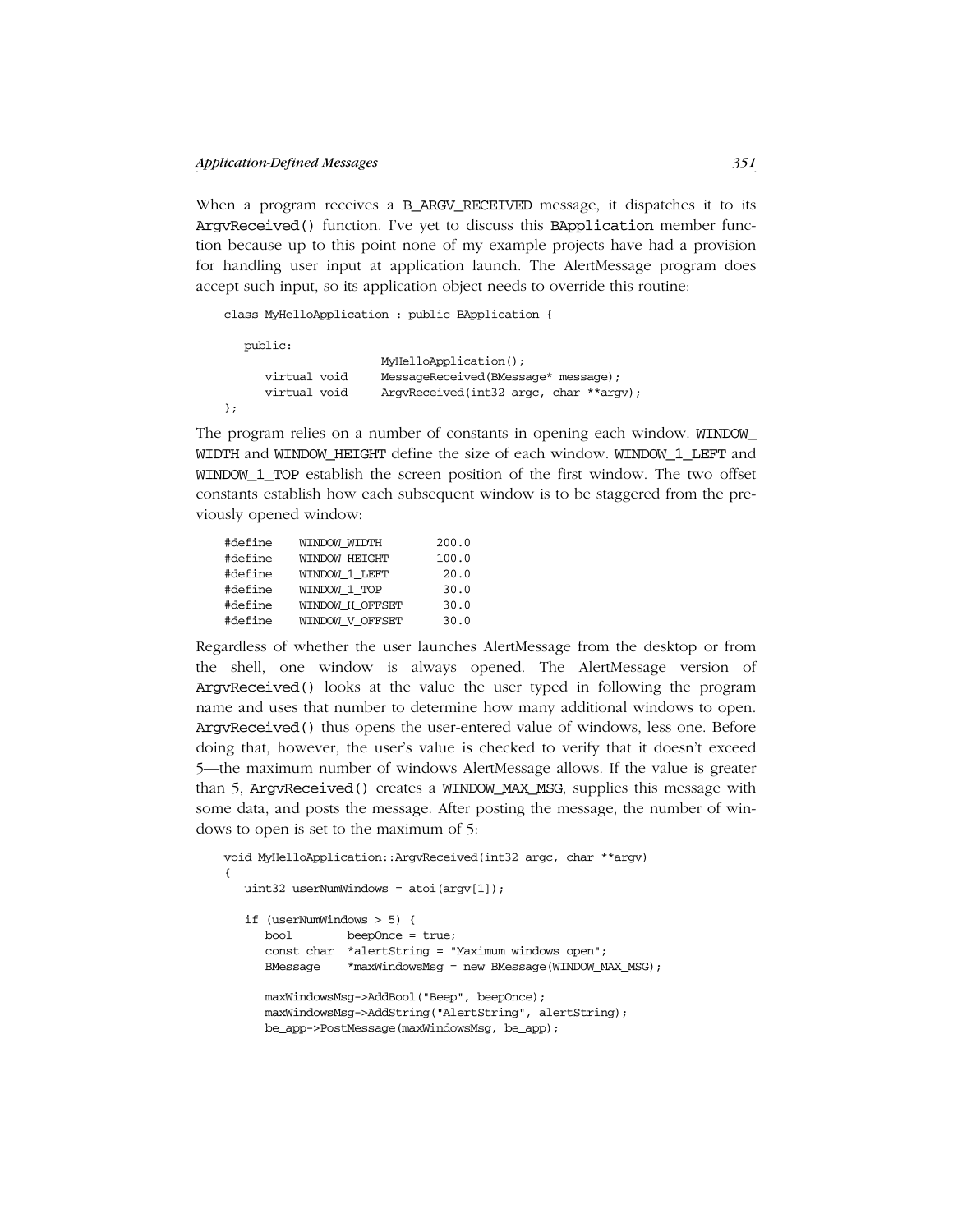When a program receives a B_ARGV_RECEIVED message, it dispatches it to its ArgvReceived() function. I've yet to discuss this BApplication member function because up to this point none of my example projects have had a provision for handling user input at application launch. The AlertMessage program does accept such input, so its application object needs to override this routine:

```
class MyHelloApplication : public BApplication {

   public:
                     MyHelloApplication();
      virtual void   MessageReceived(BMessage* message);
      virtual void   ArgvReceived(int32 argc, char **argv);
};
```

The program relies on a number of constants in opening each window. WINDOW_WIDTH and WINDOW_HEIGHT define the size of each window. WINDOW_1_LEFT and WINDOW_1_TOP establish the screen position of the first window. The two offset constants establish how each subsequent window is to be staggered from the previously opened window:

```
#define    WINDOW_WIDTH        200.0
#define    WINDOW_HEIGHT       100.0
#define    WINDOW_1_LEFT        20.0
#define    WINDOW_1_TOP         30.0
#define    WINDOW_H_OFFSET      30.0
#define    WINDOW_V_OFFSET      30.0
```

Regardless of whether the user launches AlertMessage from the desktop or from the shell, one window is always opened. The AlertMessage version of ArgvReceived() looks at the value the user typed in following the program name and uses that number to determine how many additional windows to open. ArgvReceived() thus opens the user-entered value of windows, less one. Before doing that, however, the user's value is checked to verify that it doesn't exceed 5—the maximum number of windows AlertMessage allows. If the value is greater than 5, ArgvReceived() creates a WINDOW_MAX_MSG, supplies this message with some data, and posts the message. After posting the message, the number of windows to open is set to the maximum of 5:

```
void MyHelloApplication::ArgvReceived(int32 argc, char **argv)
{
   uint32 userNumWindows = atoi(argv[1]);

   if (userNumWindows > 5) {
      bool        beepOnce = true;
      const char  *alertString = "Maximum windows open";
      BMessage    *maxWindowsMsg = new BMessage(WINDOW_MAX_MSG);

      maxWindowsMsg->AddBool("Beep", beepOnce);
      maxWindowsMsg->AddString("AlertString", alertString);
      be_app->PostMessage(maxWindowsMsg, be_app);
```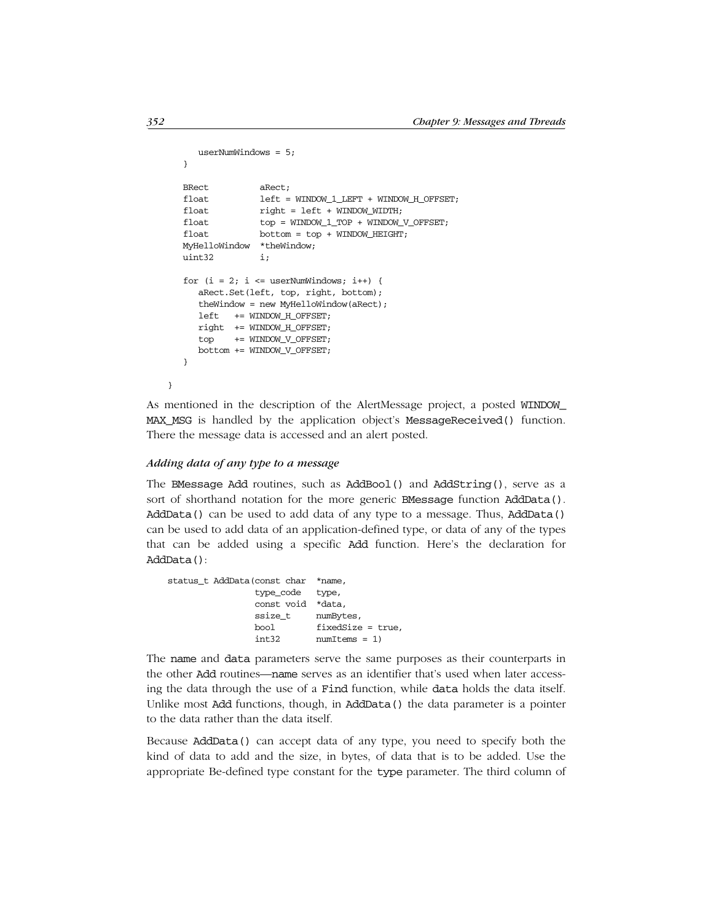```
      userNumWindows = 5;
   }

   BRect          aRect;
   float          left = WINDOW_1_LEFT + WINDOW_H_OFFSET;
   float          right = left + WINDOW_WIDTH;
   float          top = WINDOW_1_TOP + WINDOW_V_OFFSET;
   float          bottom = top + WINDOW_HEIGHT;
   MyHelloWindow  *theWindow;
   uint32         i;

   for (i = 2; i <= userNumWindows; i++) {
      aRect.Set(left, top, right, bottom);
      theWindow = new MyHelloWindow(aRect);
      left   += WINDOW_H_OFFSET;
      right  += WINDOW_H_OFFSET;
      top    += WINDOW_V_OFFSET;
      bottom += WINDOW_V_OFFSET;
   }

}
```

As mentioned in the description of the AlertMessage project, a posted WINDOW_MAX_MSG is handled by the application object's MessageReceived() function. There the message data is accessed and an alert posted.

#### *Adding data of any type to a message*

The BMessage Add routines, such as AddBool() and AddString(), serve as a sort of shorthand notation for the more generic BMessage function AddData(). AddData() can be used to add data of any type to a message. Thus, AddData() can be used to add data of an application-defined type, or data of any of the types that can be added using a specific Add function. Here's the declaration for AddData():

```
status_t AddData(const char  *name,
                 type_code   type,
                 const void  *data,
                 ssize_t     numBytes,
                 bool        fixedSize = true,
                 int32       numItems = 1)
```

The name and data parameters serve the same purposes as their counterparts in the other Add routines—name serves as an identifier that's used when later accessing the data through the use of a Find function, while data holds the data itself. Unlike most Add functions, though, in AddData() the data parameter is a pointer to the data rather than the data itself.

Because AddData() can accept data of any type, you need to specify both the kind of data to add and the size, in bytes, of data that is to be added. Use the appropriate Be-defined type constant for the type parameter. The third column of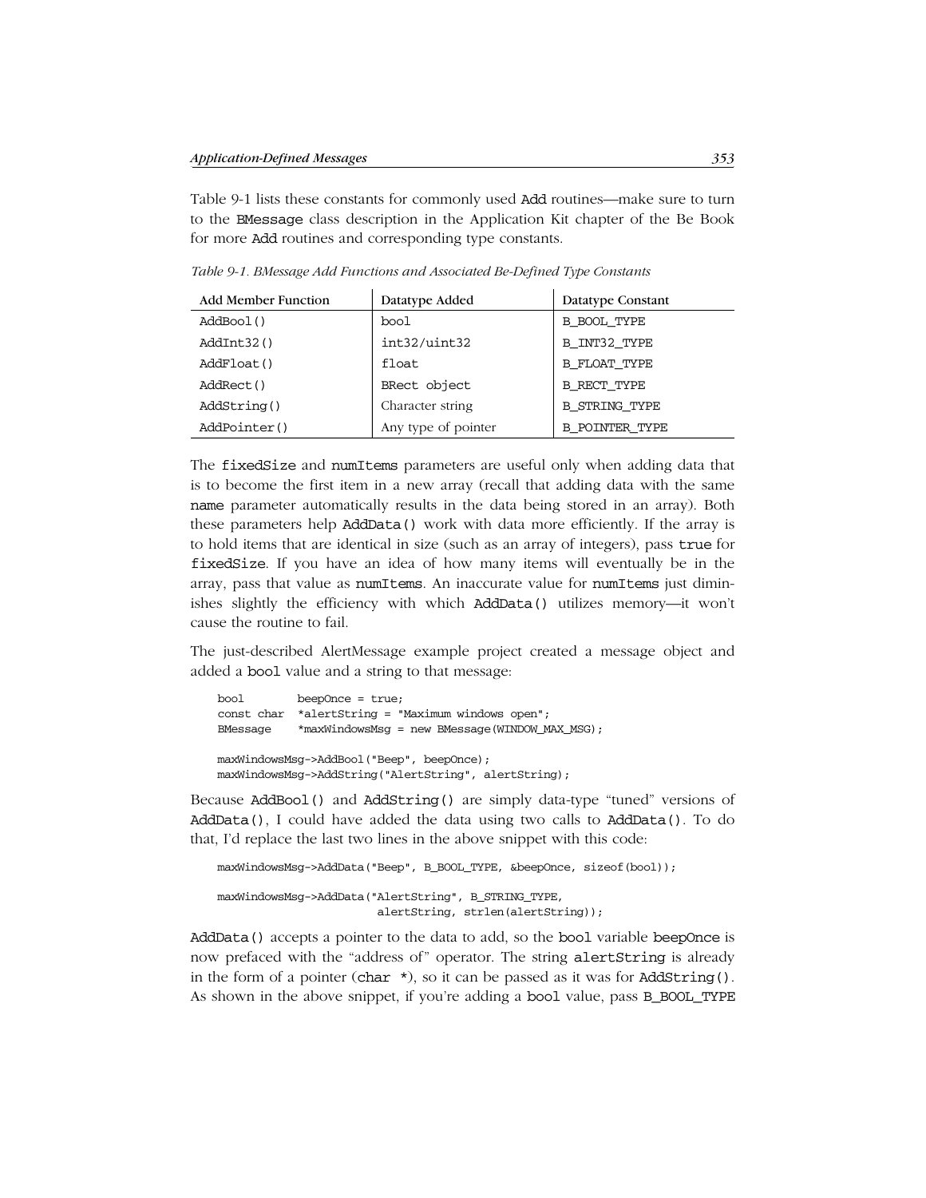Table 9-1 lists these constants for commonly used Add routines—make sure to turn to the BMessage class description in the Application Kit chapter of the Be Book for more Add routines and corresponding type constants.

*Table 9-1. BMessage Add Functions and Associated Be-Defined Type Constants*

| Add Member Function | Datatype Added | Datatype Constant |
|---|---|---|
| AddBool() | bool | B_BOOL_TYPE |
| AddInt32() | int32/uint32 | B_INT32_TYPE |
| AddFloat() | float | B_FLOAT_TYPE |
| AddRect() | BRect object | B_RECT_TYPE |
| AddString() | Character string | B_STRING_TYPE |
| AddPointer() | Any type of pointer | B_POINTER_TYPE |

The fixedSize and numItems parameters are useful only when adding data that is to become the first item in a new array (recall that adding data with the same name parameter automatically results in the data being stored in an array). Both these parameters help AddData() work with data more efficiently. If the array is to hold items that are identical in size (such as an array of integers), pass true for fixedSize. If you have an idea of how many items will eventually be in the array, pass that value as numItems. An inaccurate value for numItems just diminishes slightly the efficiency with which AddData() utilizes memory—it won't cause the routine to fail.

The just-described AlertMessage example project created a message object and added a bool value and a string to that message:

```
bool        beepOnce = true;
const char  *alertString = "Maximum windows open";
BMessage    *maxWindowsMsg = new BMessage(WINDOW_MAX_MSG);

maxWindowsMsg->AddBool("Beep", beepOnce);
maxWindowsMsg->AddString("AlertString", alertString);
```

Because AddBool() and AddString() are simply data-type "tuned" versions of AddData(), I could have added the data using two calls to AddData(). To do that, I'd replace the last two lines in the above snippet with this code:

```
maxWindowsMsg->AddData("Beep", B_BOOL_TYPE, &beepOnce, sizeof(bool));

maxWindowsMsg->AddData("AlertString", B_STRING_TYPE,
                       alertString, strlen(alertString));
```

AddData() accepts a pointer to the data to add, so the bool variable beepOnce is now prefaced with the "address of" operator. The string alertString is already in the form of a pointer (char *), so it can be passed as it was for AddString(). As shown in the above snippet, if you're adding a bool value, pass B_BOOL_TYPE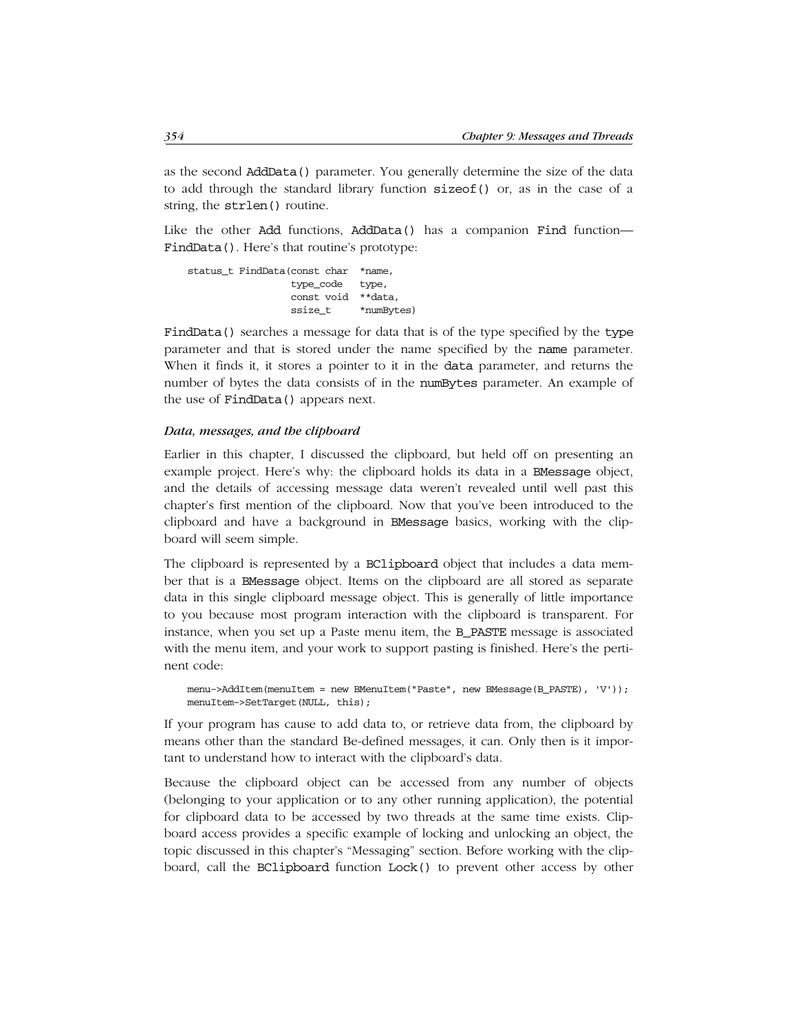as the second AddData() parameter. You generally determine the size of the data to add through the standard library function sizeof() or, as in the case of a string, the strlen() routine.

Like the other Add functions, AddData() has a companion Find function—FindData(). Here's that routine's prototype:

```
status_t FindData(const char  *name,
                  type_code   type,
                  const void  **data,
                  ssize_t     *numBytes)
```

FindData() searches a message for data that is of the type specified by the type parameter and that is stored under the name specified by the name parameter. When it finds it, it stores a pointer to it in the data parameter, and returns the number of bytes the data consists of in the numBytes parameter. An example of the use of FindData() appears next.

#### *Data, messages, and the clipboard*

Earlier in this chapter, I discussed the clipboard, but held off on presenting an example project. Here's why: the clipboard holds its data in a BMessage object, and the details of accessing message data weren't revealed until well past this chapter's first mention of the clipboard. Now that you've been introduced to the clipboard and have a background in BMessage basics, working with the clipboard will seem simple.

The clipboard is represented by a BClipboard object that includes a data member that is a BMessage object. Items on the clipboard are all stored as separate data in this single clipboard message object. This is generally of little importance to you because most program interaction with the clipboard is transparent. For instance, when you set up a Paste menu item, the B_PASTE message is associated with the menu item, and your work to support pasting is finished. Here's the pertinent code:

```
menu->AddItem(menuItem = new BMenuItem("Paste", new BMessage(B_PASTE), 'V'));
menuItem->SetTarget(NULL, this);
```

If your program has cause to add data to, or retrieve data from, the clipboard by means other than the standard Be-defined messages, it can. Only then is it important to understand how to interact with the clipboard's data.

Because the clipboard object can be accessed from any number of objects (belonging to your application or to any other running application), the potential for clipboard data to be accessed by two threads at the same time exists. Clipboard access provides a specific example of locking and unlocking an object, the topic discussed in this chapter's "Messaging" section. Before working with the clipboard, call the BClipboard function Lock() to prevent other access by other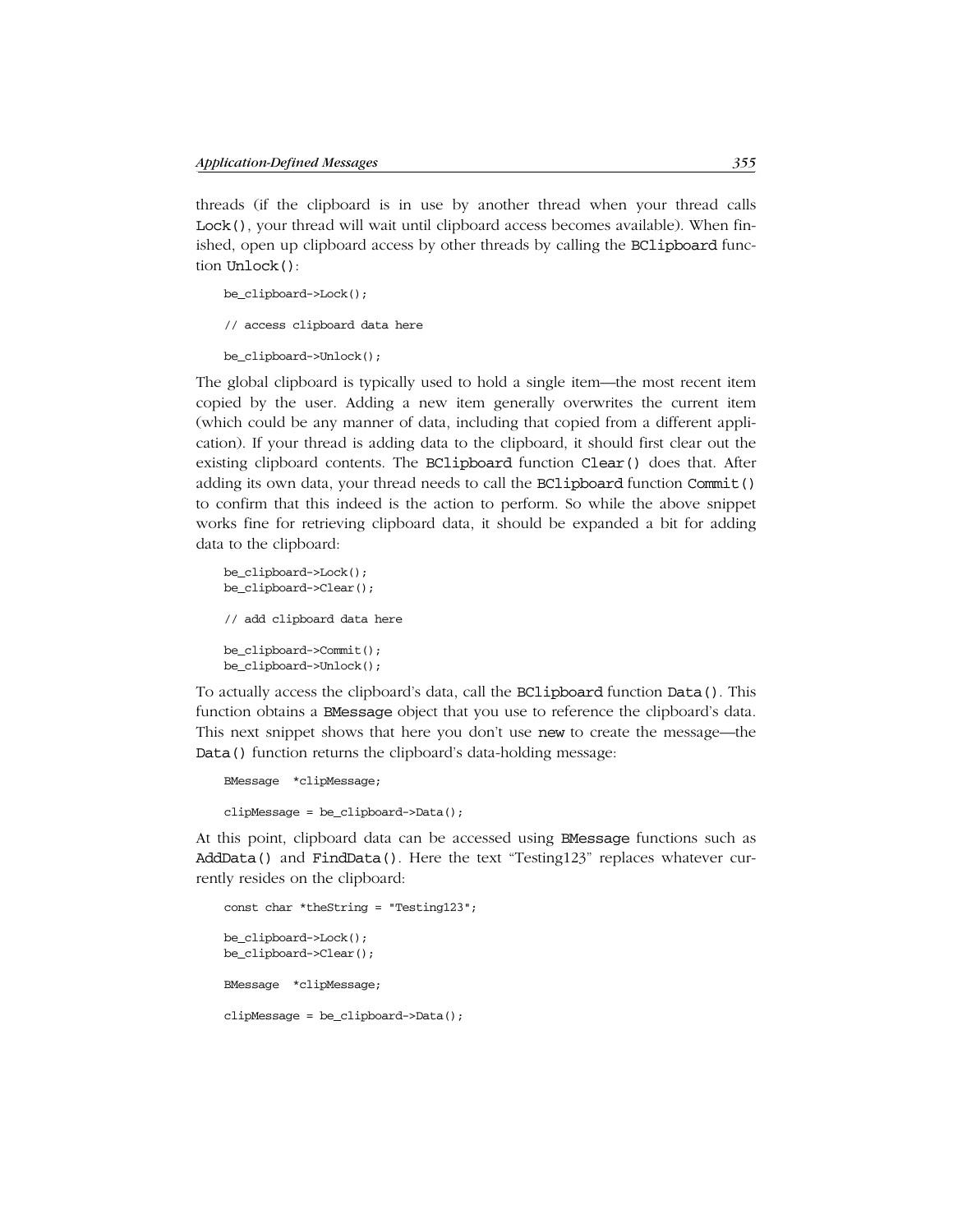threads (if the clipboard is in use by another thread when your thread calls `Lock()`, your thread will wait until clipboard access becomes available). When finished, open up clipboard access by other threads by calling the `BClipboard` function `Unlock()`:

```
be_clipboard->Lock();

// access clipboard data here

be_clipboard->Unlock();
```

The global clipboard is typically used to hold a single item—the most recent item copied by the user. Adding a new item generally overwrites the current item (which could be any manner of data, including that copied from a different application). If your thread is adding data to the clipboard, it should first clear out the existing clipboard contents. The `BClipboard` function `Clear()` does that. After adding its own data, your thread needs to call the `BClipboard` function `Commit()` to confirm that this indeed is the action to perform. So while the above snippet works fine for retrieving clipboard data, it should be expanded a bit for adding data to the clipboard:

```
be_clipboard->Lock();
be_clipboard->Clear();

// add clipboard data here

be_clipboard->Commit();
be_clipboard->Unlock();
```

To actually access the clipboard's data, call the `BClipboard` function `Data()`. This function obtains a `BMessage` object that you use to reference the clipboard's data. This next snippet shows that here you don't use `new` to create the message—the `Data()` function returns the clipboard's data-holding message:

```
BMessage  *clipMessage;

clipMessage = be_clipboard->Data();
```

At this point, clipboard data can be accessed using `BMessage` functions such as `AddData()` and `FindData()`. Here the text "Testing123" replaces whatever currently resides on the clipboard:

```
const char *theString = "Testing123";

be_clipboard->Lock();
be_clipboard->Clear();

BMessage  *clipMessage;

clipMessage = be_clipboard->Data();
```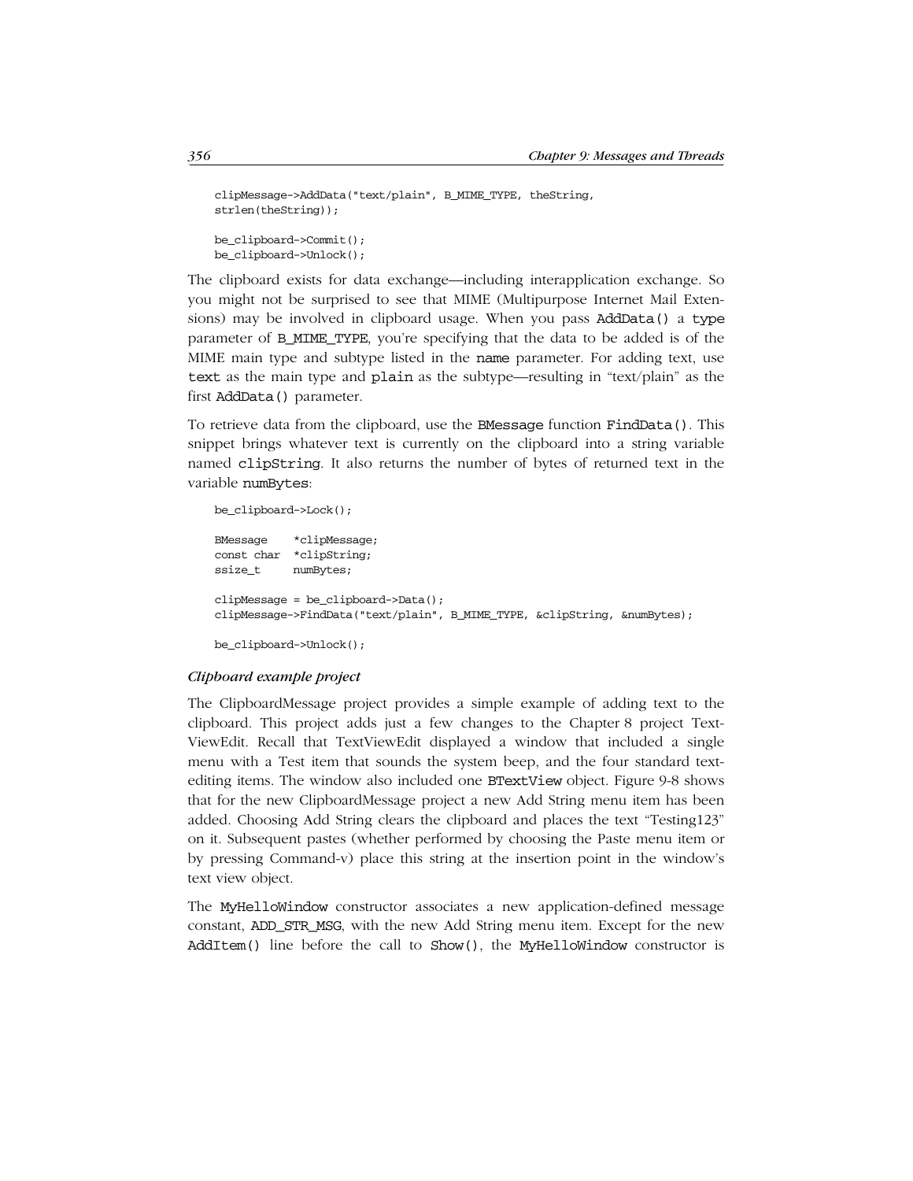```
clipMessage->AddData("text/plain", B_MIME_TYPE, theString,
strlen(theString));

be_clipboard->Commit();
be_clipboard->Unlock();
```

The clipboard exists for data exchange—including interapplication exchange. So you might not be surprised to see that MIME (Multipurpose Internet Mail Extensions) may be involved in clipboard usage. When you pass `AddData()` a `type` parameter of `B_MIME_TYPE`, you're specifying that the data to be added is of the MIME main type and subtype listed in the `name` parameter. For adding text, use `text` as the main type and `plain` as the subtype—resulting in "text/plain" as the first `AddData()` parameter.

To retrieve data from the clipboard, use the `BMessage` function `FindData()`. This snippet brings whatever text is currently on the clipboard into a string variable named `clipString`. It also returns the number of bytes of returned text in the variable `numBytes`:

```
be_clipboard->Lock();

BMessage    *clipMessage;
const char  *clipString;
ssize_t     numBytes;

clipMessage = be_clipboard->Data();
clipMessage->FindData("text/plain", B_MIME_TYPE, &clipString, &numBytes);

be_clipboard->Unlock();
```

#### *Clipboard example project*

The ClipboardMessage project provides a simple example of adding text to the clipboard. This project adds just a few changes to the Chapter 8 project TextViewEdit. Recall that TextViewEdit displayed a window that included a single menu with a Test item that sounds the system beep, and the four standard text-editing items. The window also included one `BTextView` object. Figure 9-8 shows that for the new ClipboardMessage project a new Add String menu item has been added. Choosing Add String clears the clipboard and places the text "Testing123" on it. Subsequent pastes (whether performed by choosing the Paste menu item or by pressing Command-v) place this string at the insertion point in the window's text view object.

The `MyHelloWindow` constructor associates a new application-defined message constant, `ADD_STR_MSG`, with the new Add String menu item. Except for the new `AddItem()` line before the call to `Show()`, the `MyHelloWindow` constructor is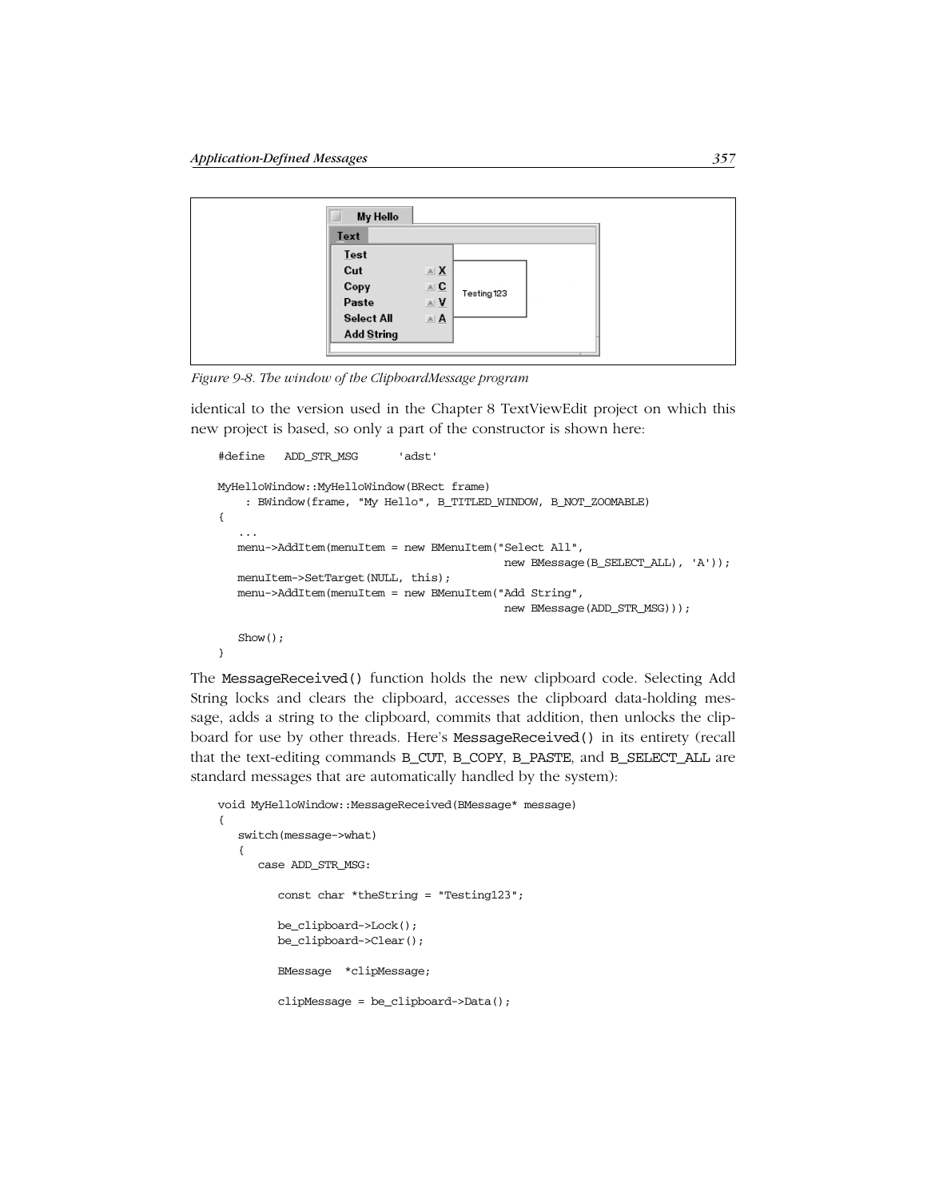Figure 9-8. The window of the ClipboardMessage program

identical to the version used in the Chapter 8 TextViewEdit project on which this new project is based, so only a part of the constructor is shown here:

```
#define   ADD_STR_MSG      'adst'

MyHelloWindow::MyHelloWindow(BRect frame)
    : BWindow(frame, "My Hello", B_TITLED_WINDOW, B_NOT_ZOOMABLE)
{
   ...
   menu->AddItem(menuItem = new BMenuItem("Select All",
                                    new BMessage(B_SELECT_ALL), 'A'));
   menuItem->SetTarget(NULL, this);
   menu->AddItem(menuItem = new BMenuItem("Add String",
                                    new BMessage(ADD_STR_MSG)));

   Show();
}
```

The `MessageReceived()` function holds the new clipboard code. Selecting Add String locks and clears the clipboard, accesses the clipboard data-holding message, adds a string to the clipboard, commits that addition, then unlocks the clipboard for use by other threads. Here's `MessageReceived()` in its entirety (recall that the text-editing commands `B_CUT`, `B_COPY`, `B_PASTE`, and `B_SELECT_ALL` are standard messages that are automatically handled by the system):

```
void MyHelloWindow::MessageReceived(BMessage* message)
{
   switch(message->what)
   {
      case ADD_STR_MSG:

         const char *theString = "Testing123";

         be_clipboard->Lock();
         be_clipboard->Clear();

         BMessage  *clipMessage;

         clipMessage = be_clipboard->Data();
```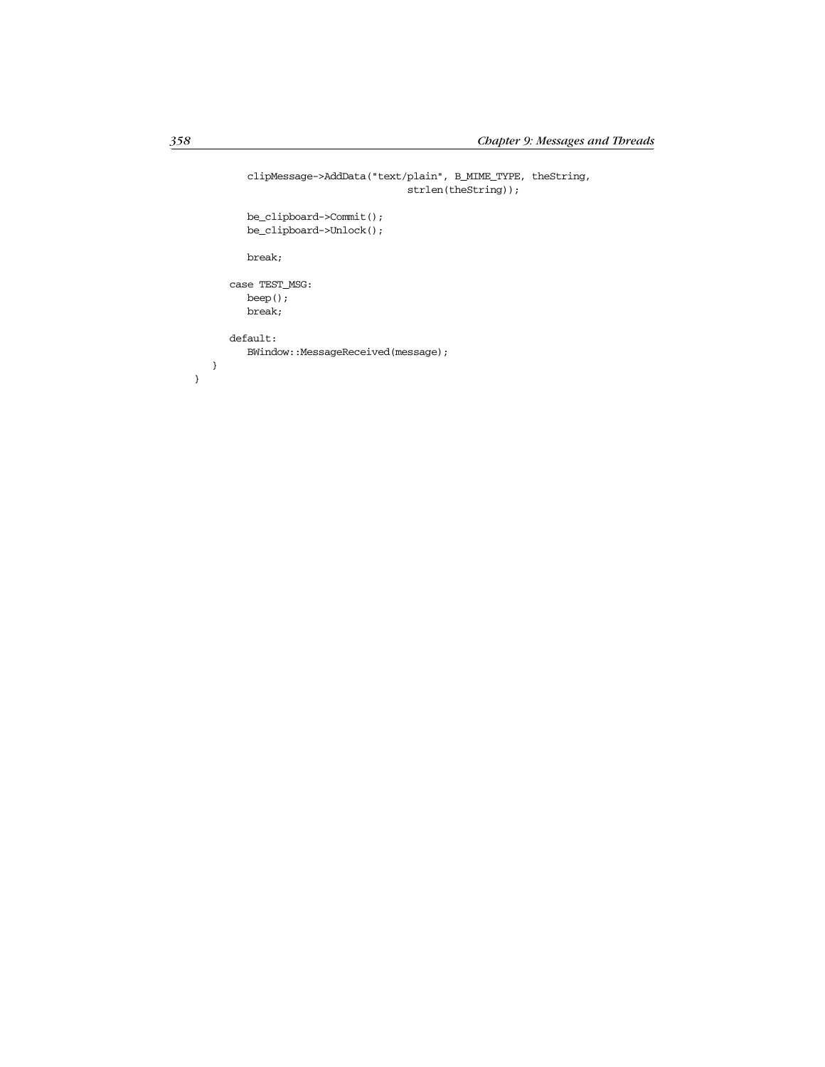```
         clipMessage->AddData("text/plain", B_MIME_TYPE, theString,
                                        strlen(theString));

         be_clipboard->Commit();
         be_clipboard->Unlock();

         break;

      case TEST_MSG:
         beep();
         break;

      default:
         BWindow::MessageReceived(message);
   }
}
```